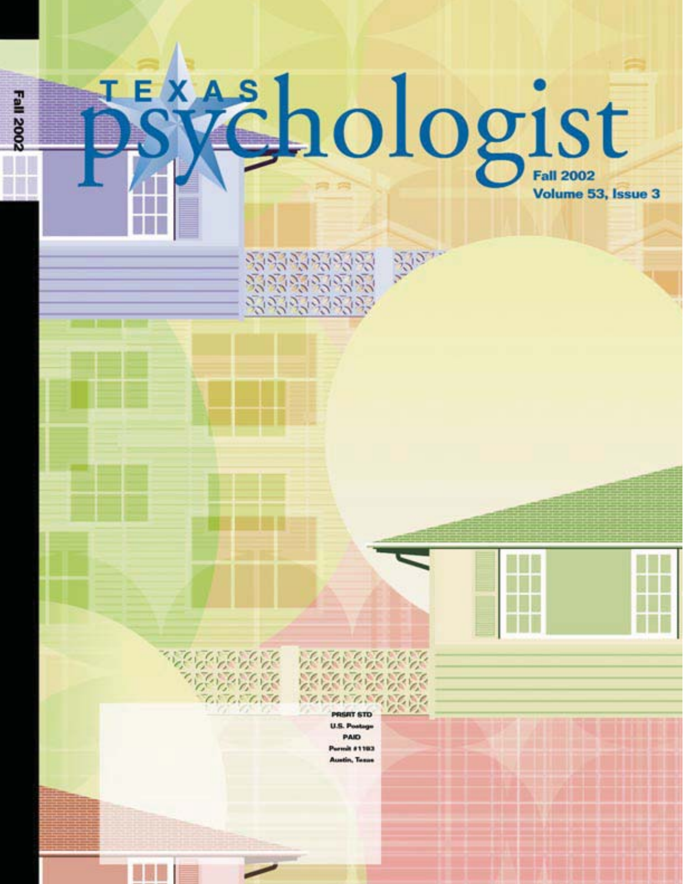# TEXAS psychologist

**Fall 2002**
**Volume 53, Issue 3**

PRSRT STD
U.S. Postage
PAID
Permit #1193
Austin, Texas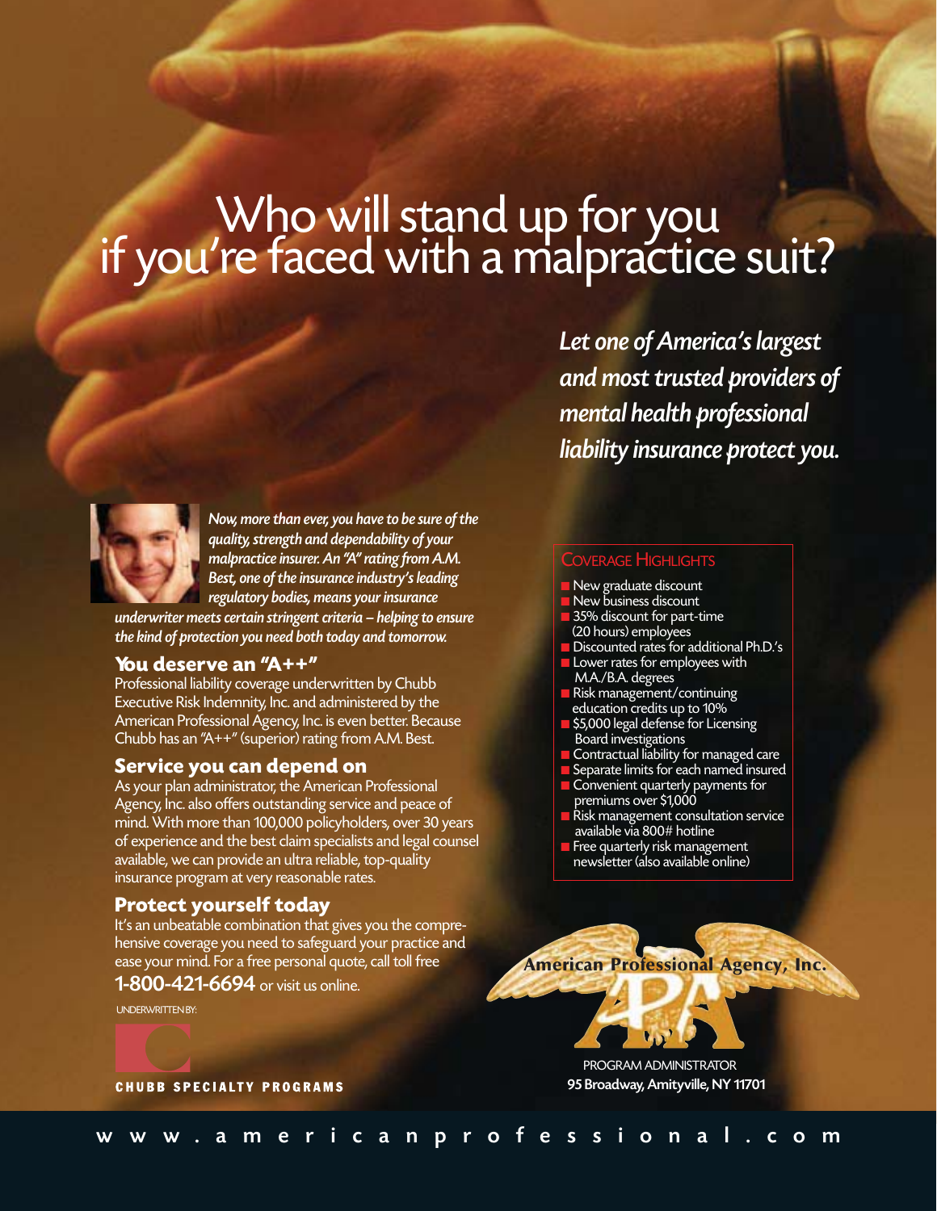# Who will stand up for you if you're faced with a malpractice suit?

*Let one of America's largest and most trusted providers of mental health professional liability insurance protect you.*

*Now, more than ever, you have to be sure of the quality, strength and dependability of your malpractice insurer. An "A" rating from A.M. Best, one of the insurance industry's leading regulatory bodies, means your insurance underwriter meets certain stringent criteria – helping to ensure the kind of protection you need both today and tomorrow.*

## You deserve an "A++"

Professional liability coverage underwritten by Chubb Executive Risk Indemnity, Inc. and administered by the American Professional Agency, Inc. is even better. Because Chubb has an "A++" (superior) rating from A.M. Best.

## Service you can depend on

As your plan administrator, the American Professional Agency, Inc. also offers outstanding service and peace of mind. With more than 100,000 policyholders, over 30 years of experience and the best claim specialists and legal counsel available, we can provide an ultra reliable, top-quality insurance program at very reasonable rates.

## Protect yourself today

It's an unbeatable combination that gives you the comprehensive coverage you need to safeguard your practice and ease your mind. For a free personal quote, call toll free **1-800-421-6694** or visit us online.

### Coverage Highlights

- New graduate discount
- New business discount
- 35% discount for part-time (20 hours) employees
- Discounted rates for additional Ph.D.'s
- Lower rates for employees with M.A./B.A. degrees
- Risk management/continuing education credits up to 10%
- $5,000 legal defense for Licensing Board investigations
- Contractual liability for managed care
- Separate limits for each named insured
- Convenient quarterly payments for premiums over $1,000
- Risk management consultation service available via 800# hotline
- Free quarterly risk management newsletter (also available online)

UNDERWRITTEN BY:

**CHUBB SPECIALTY PROGRAMS**

**American Professional Agency, Inc.**

PROGRAM ADMINISTRATOR
**95 Broadway, Amityville, NY 11701**

**www.americanprofessional.com**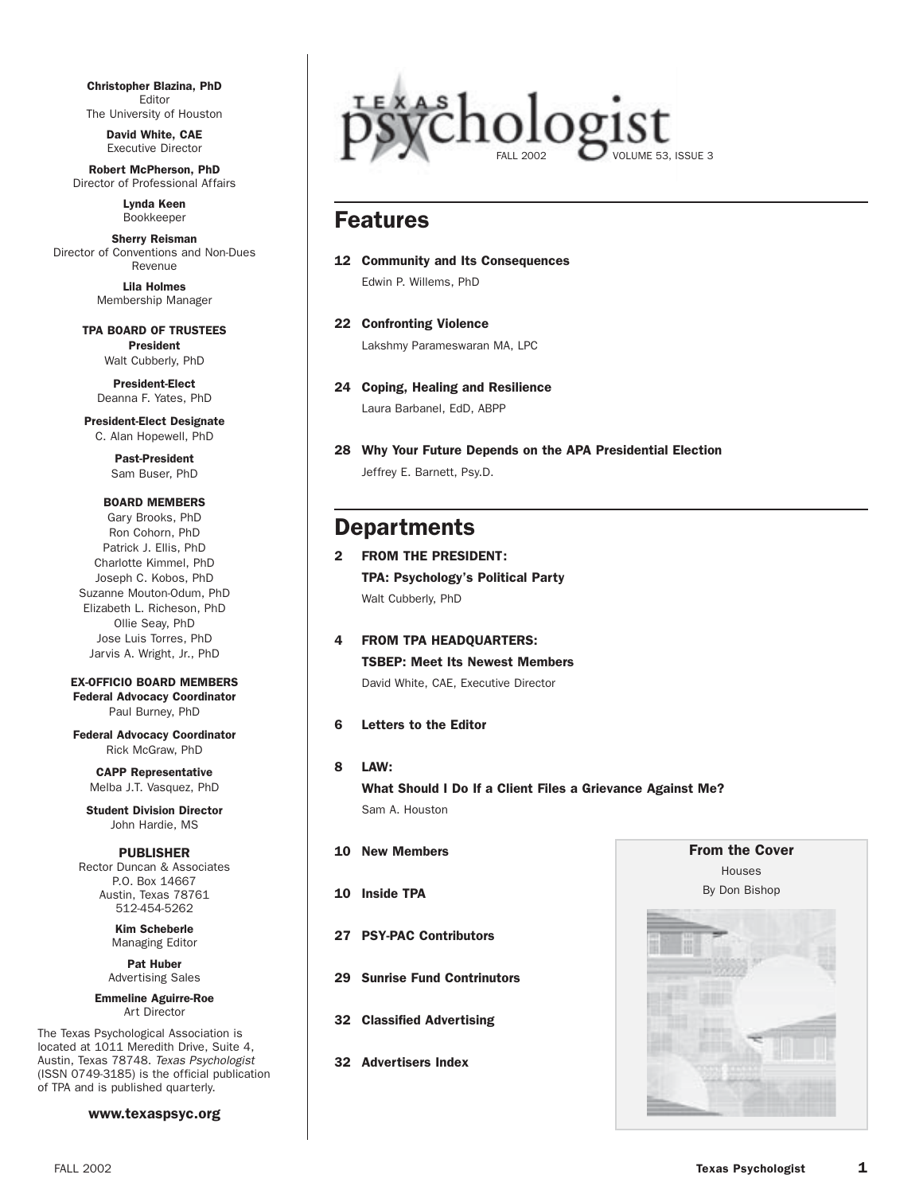**Christopher Blazina, PhD**
Editor
The University of Houston

**David White, CAE**
Executive Director

**Robert McPherson, PhD**
Director of Professional Affairs

**Lynda Keen**
Bookkeeper

**Sherry Reisman**
Director of Conventions and Non-Dues Revenue

**Lila Holmes**
Membership Manager

**TPA BOARD OF TRUSTEES**

**President**
Walt Cubberly, PhD

**President-Elect**
Deanna F. Yates, PhD

**President-Elect Designate**
C. Alan Hopewell, PhD

**Past-President**
Sam Buser, PhD

**BOARD MEMBERS**

Gary Brooks, PhD
Ron Cohorn, PhD
Patrick J. Ellis, PhD
Charlotte Kimmel, PhD
Joseph C. Kobos, PhD
Suzanne Mouton-Odum, PhD
Elizabeth L. Richeson, PhD
Ollie Seay, PhD
Jose Luis Torres, PhD
Jarvis A. Wright, Jr., PhD

**EX-OFFICIO BOARD MEMBERS**

**Federal Advocacy Coordinator**
Paul Burney, PhD

**Federal Advocacy Coordinator**
Rick McGraw, PhD

**CAPP Representative**
Melba J.T. Vasquez, PhD

**Student Division Director**
John Hardie, MS

**PUBLISHER**
Rector Duncan & Associates
P.O. Box 14667
Austin, Texas 78761
512-454-5262

**Kim Scheberle**
Managing Editor

**Pat Huber**
Advertising Sales

**Emmeline Aguirre-Roe**
Art Director

The Texas Psychological Association is located at 1011 Meredith Drive, Suite 4, Austin, Texas 78748. *Texas Psychologist* (ISSN 0749-3185) is the official publication of TPA and is published quarterly.

**www.texaspsyc.org**

# Texas Psychologist

FALL 2002 VOLUME 53, ISSUE 3

## Features

**12 Community and Its Consequences**
Edwin P. Willems, PhD

**22 Confronting Violence**
Lakshmy Parameswaran MA, LPC

**24 Coping, Healing and Resilience**
Laura Barbanel, EdD, ABPP

**28 Why Your Future Depends on the APA Presidential Election**
Jeffrey E. Barnett, Psy.D.

## Departments

**2 FROM THE PRESIDENT:**
**TPA: Psychology's Political Party**
Walt Cubberly, PhD

**4 FROM TPA HEADQUARTERS:**
**TSBEP: Meet Its Newest Members**
David White, CAE, Executive Director

**6 Letters to the Editor**

**8 LAW:**
**What Should I Do If a Client Files a Grievance Against Me?**
Sam A. Houston

**10 New Members**

**10 Inside TPA**

**27 PSY-PAC Contributors**

**29 Sunrise Fund Contrinutors**

**32 Classified Advertising**

**32 Advertisers Index**

**From the Cover**
Houses
By Don Bishop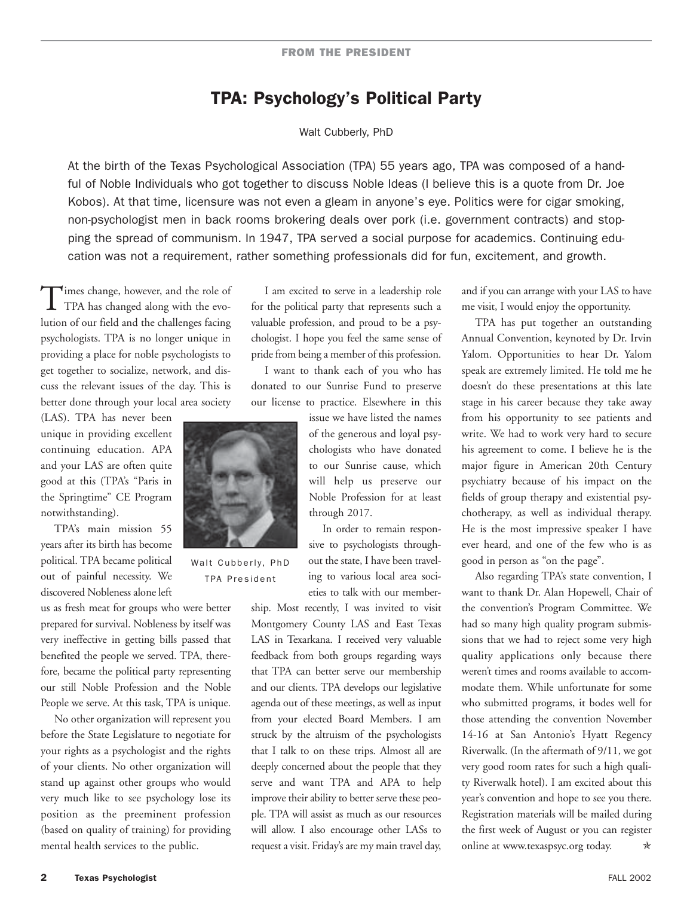FROM THE PRESIDENT

# TPA: Psychology's Political Party

Walt Cubberly, PhD

At the birth of the Texas Psychological Association (TPA) 55 years ago, TPA was composed of a handful of Noble Individuals who got together to discuss Noble Ideas (I believe this is a quote from Dr. Joe Kobos). At that time, licensure was not even a gleam in anyone's eye. Politics were for cigar smoking, non-psychologist men in back rooms brokering deals over pork (i.e. government contracts) and stopping the spread of communism. In 1947, TPA served a social purpose for academics. Continuing education was not a requirement, rather something professionals did for fun, excitement, and growth.

Times change, however, and the role of TPA has changed along with the evolution of our field and the challenges facing psychologists. TPA is no longer unique in providing a place for noble psychologists to get together to socialize, network, and discuss the relevant issues of the day. This is better done through your local area society (LAS). TPA has never been unique in providing excellent continuing education. APA and your LAS are often quite good at this (TPA's "Paris in the Springtime" CE Program notwithstanding).

TPA's main mission 55 years after its birth has become political. TPA became political out of painful necessity. We discovered Nobleness alone left us as fresh meat for groups who were better prepared for survival. Nobleness by itself was very ineffective in getting bills passed that benefited the people we served. TPA, therefore, became the political party representing our still Noble Profession and the Noble People we serve. At this task, TPA is unique.

No other organization will represent you before the State Legislature to negotiate for your rights as a psychologist and the rights of your clients. No other organization will stand up against other groups who would very much like to see psychology lose its position as the preeminent profession (based on quality of training) for providing mental health services to the public.

Walt Cubberly, PhD
TPA President

I am excited to serve in a leadership role for the political party that represents such a valuable profession, and proud to be a psychologist. I hope you feel the same sense of pride from being a member of this profession.

I want to thank each of you who has donated to our Sunrise Fund to preserve our license to practice. Elsewhere in this issue we have listed the names of the generous and loyal psychologists who have donated to our Sunrise cause, which will help us preserve our Noble Profession for at least through 2017.

In order to remain responsive to psychologists throughout the state, I have been traveling to various local area societies to talk with our membership. Most recently, I was invited to visit Montgomery County LAS and East Texas LAS in Texarkana. I received very valuable feedback from both groups regarding ways that TPA can better serve our membership and our clients. TPA develops our legislative agenda out of these meetings, as well as input from your elected Board Members. I am struck by the altruism of the psychologists that I talk to on these trips. Almost all are deeply concerned about the people that they serve and want TPA and APA to help improve their ability to better serve these people. TPA will assist as much as our resources will allow. I also encourage other LASs to request a visit. Friday's are my main travel day, and if you can arrange with your LAS to have me visit, I would enjoy the opportunity.

TPA has put together an outstanding Annual Convention, keynoted by Dr. Irvin Yalom. Opportunities to hear Dr. Yalom speak are extremely limited. He told me he doesn't do these presentations at this late stage in his career because they take away from his opportunity to see patients and write. We had to work very hard to secure his agreement to come. I believe he is the major figure in American 20th Century psychiatry because of his impact on the fields of group therapy and existential psychotherapy, as well as individual therapy. He is the most impressive speaker I have ever heard, and one of the few who is as good in person as "on the page".

Also regarding TPA's state convention, I want to thank Dr. Alan Hopewell, Chair of the convention's Program Committee. We had so many high quality program submissions that we had to reject some very high quality applications only because there weren't times and rooms available to accommodate them. While unfortunate for some who submitted programs, it bodes well for those attending the convention November 14-16 at San Antonio's Hyatt Regency Riverwalk. (In the aftermath of 9/11, we got very good room rates for such a high quality Riverwalk hotel). I am excited about this year's convention and hope to see you there. Registration materials will be mailed during the first week of August or you can register online at www.texaspsyc.org today.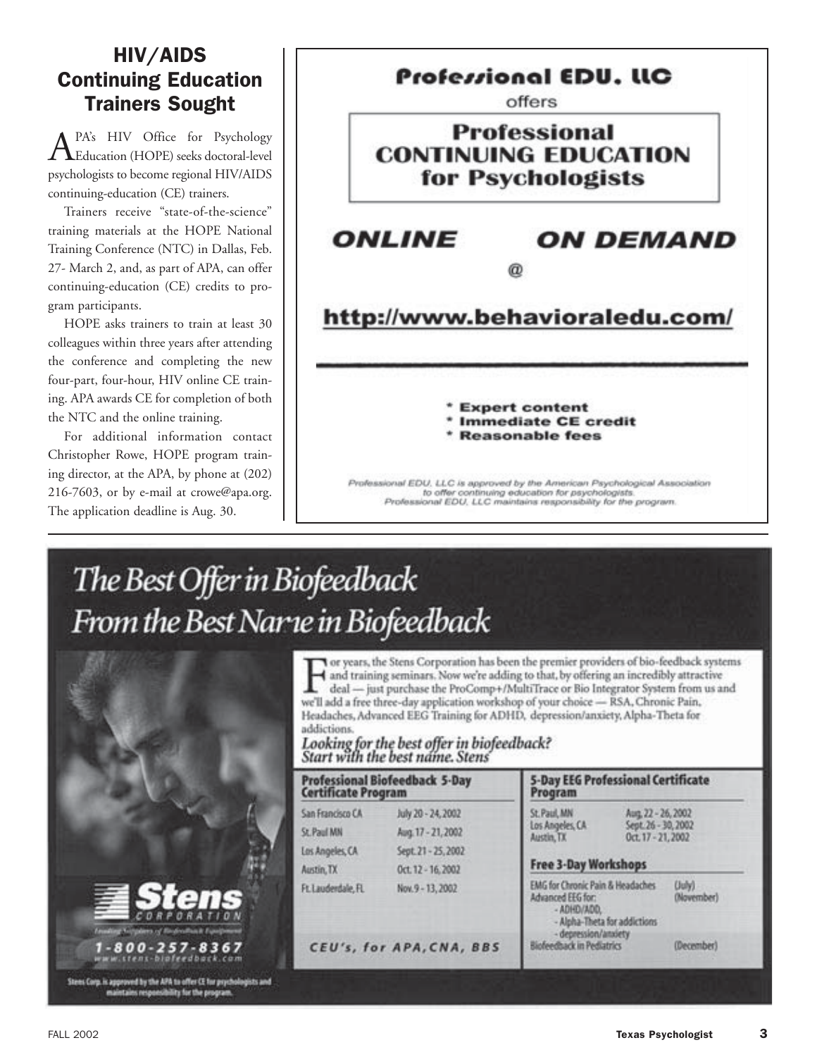## HIV/AIDS Continuing Education Trainers Sought

APA's HIV Office for Psychology Education (HOPE) seeks doctoral-level psychologists to become regional HIV/AIDS continuing-education (CE) trainers.

Trainers receive "state-of-the-science" training materials at the HOPE National Training Conference (NTC) in Dallas, Feb. 27- March 2, and, as part of APA, can offer continuing-education (CE) credits to program participants.

HOPE asks trainers to train at least 30 colleagues within three years after attending the conference and completing the new four-part, four-hour, HIV online CE training. APA awards CE for completion of both the NTC and the online training.

For additional information contact Christopher Rowe, HOPE program training director, at the APA, by phone at (202) 216-7603, or by e-mail at crowe@apa.org. The application deadline is Aug. 30.

---

**Professional EDU, LLC**

offers

**Professional CONTINUING EDUCATION for Psychologists**

**ONLINE ON DEMAND**

@

**http://www.behavioraledu.com/**

* Expert content
* Immediate CE credit
* Reasonable fees

*Professional EDU, LLC is approved by the American Psychological Association to offer continuing education for psychologists. Professional EDU, LLC maintains responsibility for the program.*

---

# *The Best Offer in Biofeedback From the Best Name in Biofeedback*

For years, the Stens Corporation has been the premier providers of bio-feedback systems and training seminars. Now we're adding to that, by offering an incredibly attractive deal — just purchase the ProComp+/MultiTrace or Bio Integrator System from us and we'll add a free three-day application workshop of your choice — RSA, Chronic Pain, Headaches, Advanced EEG Training for ADHD, depression/anxiety, Alpha-Theta for addictions.

*Looking for the best offer in biofeedback? Start with the best name. Stens*

**Professional Biofeedback 5-Day Certificate Program**

| | |
|---|---|
| San Francisco CA | July 20 - 24, 2002 |
| St. Paul MN | Aug. 17 - 21, 2002 |
| Los Angeles, CA | Sept. 21 - 25, 2002 |
| Austin, TX | Oct. 12 - 16, 2002 |
| Ft. Lauderdale, FL | Nov. 9 - 13, 2002 |

**CEU's, for APA, CNA, BBS**

**5-Day EEG Professional Certificate Program**

| | |
|---|---|
| St. Paul, MN | Aug. 22 - 26, 2002 |
| Los Angeles, CA | Sept. 26 - 30, 2002 |
| Austin, TX | Oct. 17 - 21, 2002 |

**Free 3-Day Workshops**

| | |
|---|---|
| EMG for Chronic Pain & Headaches | (July) |
| Advanced EEG for: - ADHD/ADD, - Alpha-Theta for addictions - depression/anxiety | (November) |
| Biofeedback in Pediatrics | (December) |

**Stens CORPORATION**

*Leading Suppliers of Biofeedback Equipment*

**1-800-257-8367**

www.stens-biofeedback.com

Stens Corp. is approved by the APA to offer CE for psychologists and maintains responsibility for the program.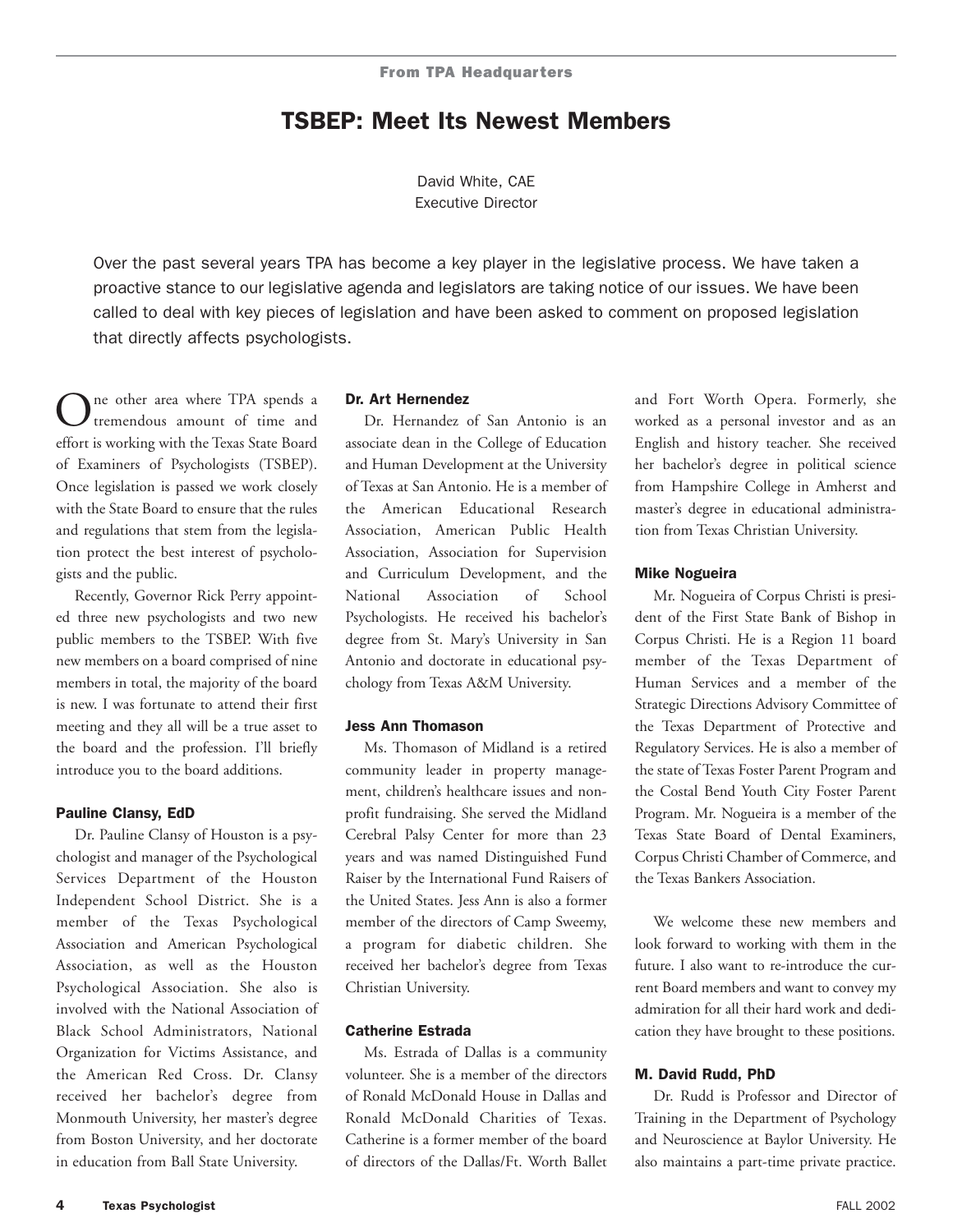From TPA Headquarters

# TSBEP: Meet Its Newest Members

David White, CAE
Executive Director

Over the past several years TPA has become a key player in the legislative process. We have taken a proactive stance to our legislative agenda and legislators are taking notice of our issues. We have been called to deal with key pieces of legislation and have been asked to comment on proposed legislation that directly affects psychologists.

One other area where TPA spends a tremendous amount of time and effort is working with the Texas State Board of Examiners of Psychologists (TSBEP). Once legislation is passed we work closely with the State Board to ensure that the rules and regulations that stem from the legislation protect the best interest of psychologists and the public.

Recently, Governor Rick Perry appointed three new psychologists and two new public members to the TSBEP. With five new members on a board comprised of nine members in total, the majority of the board is new. I was fortunate to attend their first meeting and they all will be a true asset to the board and the profession. I'll briefly introduce you to the board additions.

### Pauline Clansy, EdD

Dr. Pauline Clansy of Houston is a psychologist and manager of the Psychological Services Department of the Houston Independent School District. She is a member of the Texas Psychological Association and American Psychological Association, as well as the Houston Psychological Association. She also is involved with the National Association of Black School Administrators, National Organization for Victims Assistance, and the American Red Cross. Dr. Clansy received her bachelor's degree from Monmouth University, her master's degree from Boston University, and her doctorate in education from Ball State University.

### Dr. Art Hernendez

Dr. Hernandez of San Antonio is an associate dean in the College of Education and Human Development at the University of Texas at San Antonio. He is a member of the American Educational Research Association, American Public Health Association, Association for Supervision and Curriculum Development, and the National Association of School Psychologists. He received his bachelor's degree from St. Mary's University in San Antonio and doctorate in educational psychology from Texas A&M University.

### Jess Ann Thomason

Ms. Thomason of Midland is a retired community leader in property management, children's healthcare issues and nonprofit fundraising. She served the Midland Cerebral Palsy Center for more than 23 years and was named Distinguished Fund Raiser by the International Fund Raisers of the United States. Jess Ann is also a former member of the directors of Camp Sweemy, a program for diabetic children. She received her bachelor's degree from Texas Christian University.

### Catherine Estrada

Ms. Estrada of Dallas is a community volunteer. She is a member of the directors of Ronald McDonald House in Dallas and Ronald McDonald Charities of Texas. Catherine is a former member of the board of directors of the Dallas/Ft. Worth Ballet and Fort Worth Opera. Formerly, she worked as a personal investor and as an English and history teacher. She received her bachelor's degree in political science from Hampshire College in Amherst and master's degree in educational administration from Texas Christian University.

### Mike Nogueira

Mr. Nogueira of Corpus Christi is president of the First State Bank of Bishop in Corpus Christi. He is a Region 11 board member of the Texas Department of Human Services and a member of the Strategic Directions Advisory Committee of the Texas Department of Protective and Regulatory Services. He is also a member of the state of Texas Foster Parent Program and the Costal Bend Youth City Foster Parent Program. Mr. Nogueira is a member of the Texas State Board of Dental Examiners, Corpus Christi Chamber of Commerce, and the Texas Bankers Association.

We welcome these new members and look forward to working with them in the future. I also want to re-introduce the current Board members and want to convey my admiration for all their hard work and dedication they have brought to these positions.

### M. David Rudd, PhD

Dr. Rudd is Professor and Director of Training in the Department of Psychology and Neuroscience at Baylor University. He also maintains a part-time private practice.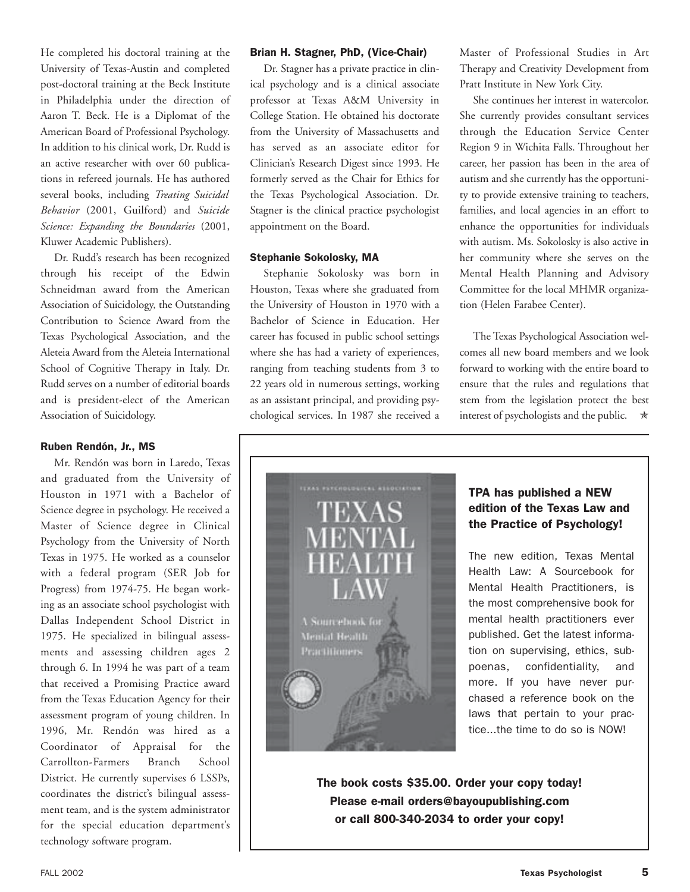He completed his doctoral training at the University of Texas-Austin and completed post-doctoral training at the Beck Institute in Philadelphia under the direction of Aaron T. Beck. He is a Diplomat of the American Board of Professional Psychology. In addition to his clinical work, Dr. Rudd is an active researcher with over 60 publications in refereed journals. He has authored several books, including *Treating Suicidal Behavior* (2001, Guilford) and *Suicide Science: Expanding the Boundaries* (2001, Kluwer Academic Publishers).

Dr. Rudd's research has been recognized through his receipt of the Edwin Schneidman award from the American Association of Suicidology, the Outstanding Contribution to Science Award from the Texas Psychological Association, and the Aleteia Award from the Aleteia International School of Cognitive Therapy in Italy. Dr. Rudd serves on a number of editorial boards and is president-elect of the American Association of Suicidology.

### Ruben Rendón, Jr., MS

Mr. Rendón was born in Laredo, Texas and graduated from the University of Houston in 1971 with a Bachelor of Science degree in psychology. He received a Master of Science degree in Clinical Psychology from the University of North Texas in 1975. He worked as a counselor with a federal program (SER Job for Progress) from 1974-75. He began working as an associate school psychologist with Dallas Independent School District in 1975. He specialized in bilingual assessments and assessing children ages 2 through 6. In 1994 he was part of a team that received a Promising Practice award from the Texas Education Agency for their assessment program of young children. In 1996, Mr. Rendón was hired as a Coordinator of Appraisal for the Carrollton-Farmers Branch School District. He currently supervises 6 LSSPs, coordinates the district's bilingual assessment team, and is the system administrator for the special education department's technology software program.

### Brian H. Stagner, PhD, (Vice-Chair)

Dr. Stagner has a private practice in clinical psychology and is a clinical associate professor at Texas A&M University in College Station. He obtained his doctorate from the University of Massachusetts and has served as an associate editor for Clinician's Research Digest since 1993. He formerly served as the Chair for Ethics for the Texas Psychological Association. Dr. Stagner is the clinical practice psychologist appointment on the Board.

### Stephanie Sokolosky, MA

Stephanie Sokolosky was born in Houston, Texas where she graduated from the University of Houston in 1970 with a Bachelor of Science in Education. Her career has focused in public school settings where she has had a variety of experiences, ranging from teaching students from 3 to 22 years old in numerous settings, working as an assistant principal, and providing psychological services. In 1987 she received a Master of Professional Studies in Art Therapy and Creativity Development from Pratt Institute in New York City.

She continues her interest in watercolor. She currently provides consultant services through the Education Service Center Region 9 in Wichita Falls. Throughout her career, her passion has been in the area of autism and she currently has the opportunity to provide extensive training to teachers, families, and local agencies in an effort to enhance the opportunities for individuals with autism. Ms. Sokolosky is also active in her community where she serves on the Mental Health Planning and Advisory Committee for the local MHMR organization (Helen Farabee Center).

The Texas Psychological Association welcomes all new board members and we look forward to working with the entire board to ensure that the rules and regulations that stem from the legislation protect the best interest of psychologists and the public. ✯

---

**TPA has published a NEW edition of the Texas Law and the Practice of Psychology!**

The new edition, Texas Mental Health Law: A Sourcebook for Mental Health Practitioners, is the most comprehensive book for mental health practitioners ever published. Get the latest information on supervising, ethics, subpoenas, confidentiality, and more. If you have never purchased a reference book on the laws that pertain to your practice...the time to do so is NOW!

**The book costs $35.00. Order your copy today!**
**Please e-mail orders@bayoupublishing.com**
**or call 800-340-2034 to order your copy!**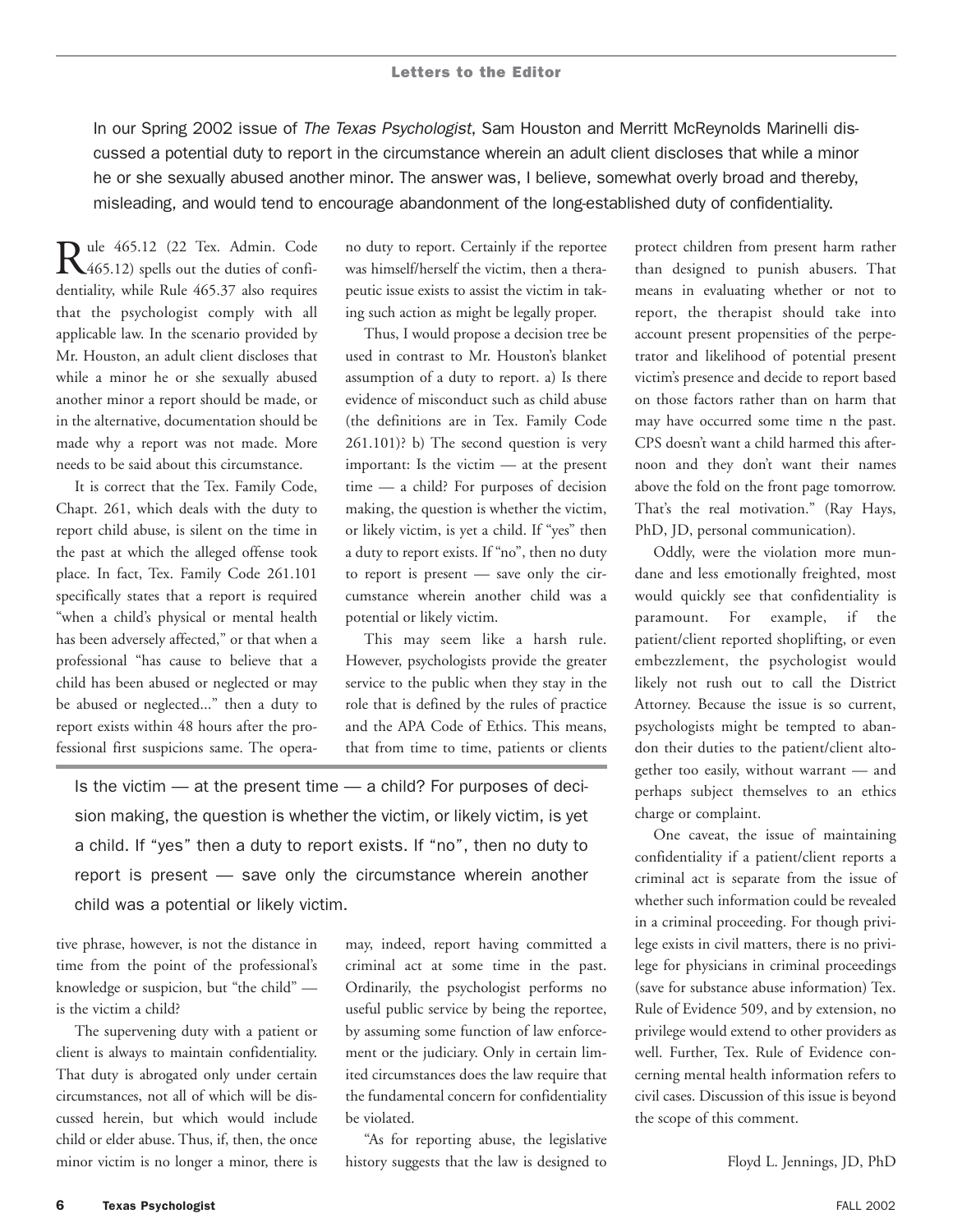## Letters to the Editor

In our Spring 2002 issue of *The Texas Psychologist*, Sam Houston and Merritt McReynolds Marinelli discussed a potential duty to report in the circumstance wherein an adult client discloses that while a minor he or she sexually abused another minor. The answer was, I believe, somewhat overly broad and thereby, misleading, and would tend to encourage abandonment of the long-established duty of confidentiality.

Rule 465.12 (22 Tex. Admin. Code 465.12) spells out the duties of confidentiality, while Rule 465.37 also requires that the psychologist comply with all applicable law. In the scenario provided by Mr. Houston, an adult client discloses that while a minor he or she sexually abused another minor a report should be made, or in the alternative, documentation should be made why a report was not made. More needs to be said about this circumstance.

It is correct that the Tex. Family Code, Chapt. 261, which deals with the duty to report child abuse, is silent on the time in the past at which the alleged offense took place. In fact, Tex. Family Code 261.101 specifically states that a report is required "when a child's physical or mental health has been adversely affected," or that when a professional "has cause to believe that a child has been abused or neglected or may be abused or neglected..." then a duty to report exists within 48 hours after the professional first suspicions same. The operative phrase, however, is not the distance in time from the point of the professional's knowledge or suspicion, but "the child" — is the victim a child?

The supervening duty with a patient or client is always to maintain confidentiality. That duty is abrogated only under certain circumstances, not all of which will be discussed herein, but which would include child or elder abuse. Thus, if, then, the once minor victim is no longer a minor, there is no duty to report. Certainly if the reportee was himself/herself the victim, then a therapeutic issue exists to assist the victim in taking such action as might be legally proper.

Thus, I would propose a decision tree be used in contrast to Mr. Houston's blanket assumption of a duty to report. a) Is there evidence of misconduct such as child abuse (the definitions are in Tex. Family Code 261.101)? b) The second question is very important: Is the victim — at the present time — a child? For purposes of decision making, the question is whether the victim, or likely victim, is yet a child. If "yes" then a duty to report exists. If "no", then no duty to report is present — save only the circumstance wherein another child was a potential or likely victim.

This may seem like a harsh rule. However, psychologists provide the greater service to the public when they stay in the role that is defined by the rules of practice and the APA Code of Ethics. This means, that from time to time, patients or clients may, indeed, report having committed a criminal act at some time in the past. Ordinarily, the psychologist performs no useful public service by being the reportee, by assuming some function of law enforcement or the judiciary. Only in certain limited circumstances does the law require that the fundamental concern for confidentiality be violated.

> Is the victim — at the present time — a child? For purposes of decision making, the question is whether the victim, or likely victim, is yet a child. If "yes" then a duty to report exists. If "no", then no duty to report is present — save only the circumstance wherein another child was a potential or likely victim.

"As for reporting abuse, the legislative history suggests that the law is designed to protect children from present harm rather than designed to punish abusers. That means in evaluating whether or not to report, the therapist should take into account present propensities of the perpetrator and likelihood of potential present victim's presence and decide to report based on those factors rather than on harm that may have occurred some time n the past. CPS doesn't want a child harmed this afternoon and they don't want their names above the fold on the front page tomorrow. That's the real motivation." (Ray Hays, PhD, JD, personal communication).

Oddly, were the violation more mundane and less emotionally freighted, most would quickly see that confidentiality is paramount. For example, if the patient/client reported shoplifting, or even embezzlement, the psychologist would likely not rush out to call the District Attorney. Because the issue is so current, psychologists might be tempted to abandon their duties to the patient/client altogether too easily, without warrant — and perhaps subject themselves to an ethics charge or complaint.

One caveat, the issue of maintaining confidentiality if a patient/client reports a criminal act is separate from the issue of whether such information could be revealed in a criminal proceeding. For though privilege exists in civil matters, there is no privilege for physicians in criminal proceedings (save for substance abuse information) Tex. Rule of Evidence 509, and by extension, no privilege would extend to other providers as well. Further, Tex. Rule of Evidence concerning mental health information refers to civil cases. Discussion of this issue is beyond the scope of this comment.

Floyd L. Jennings, JD, PhD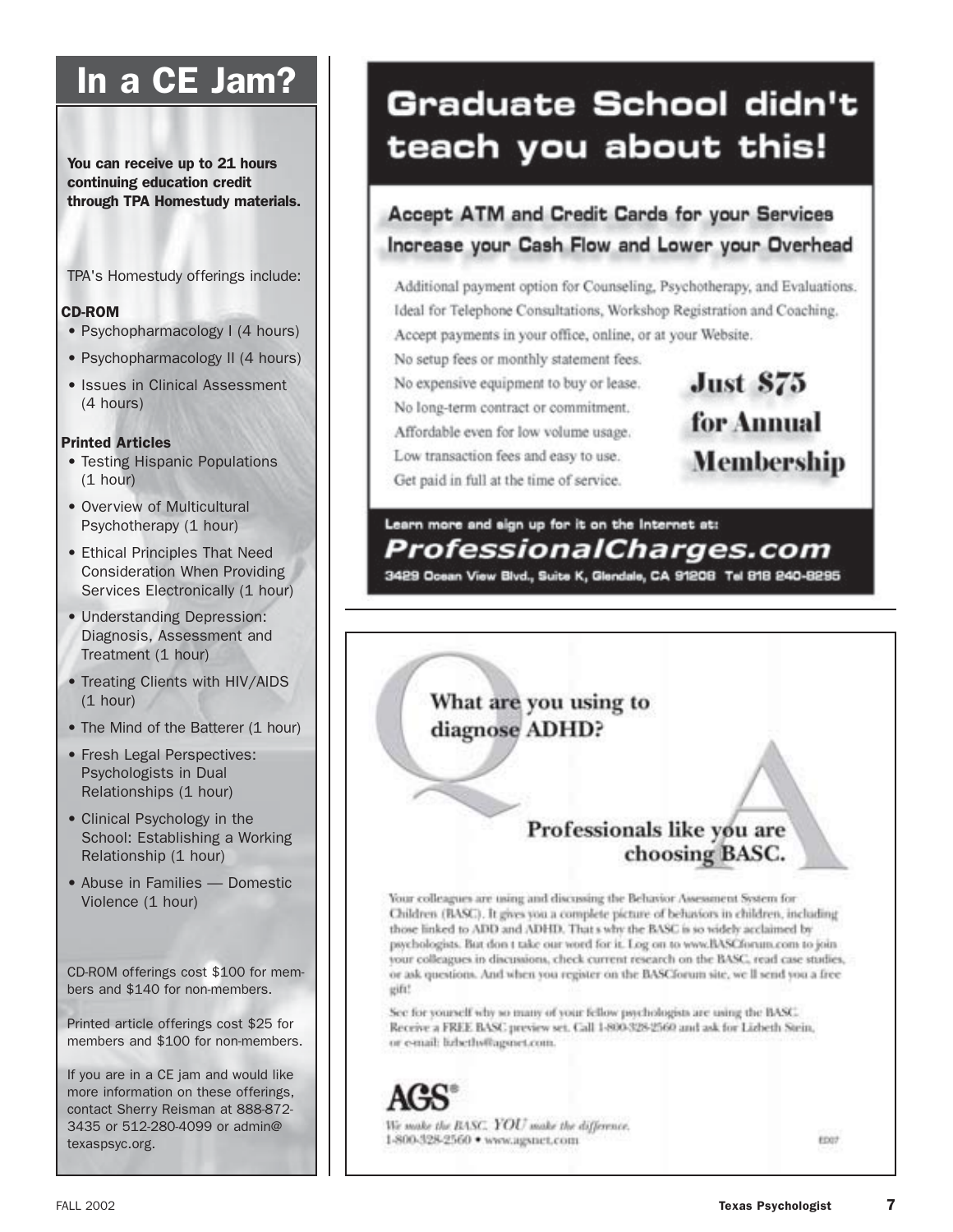# In a CE Jam?

**You can receive up to 21 hours continuing education credit through TPA Homestudy materials.**

TPA's Homestudy offerings include:

**CD-ROM**

- Psychopharmacology I (4 hours)
- Psychopharmacology II (4 hours)
- Issues in Clinical Assessment (4 hours)

**Printed Articles**

- Testing Hispanic Populations (1 hour)
- Overview of Multicultural Psychotherapy (1 hour)
- Ethical Principles That Need Consideration When Providing Services Electronically (1 hour)
- Understanding Depression: Diagnosis, Assessment and Treatment (1 hour)
- Treating Clients with HIV/AIDS (1 hour)
- The Mind of the Batterer (1 hour)
- Fresh Legal Perspectives: Psychologists in Dual Relationships (1 hour)
- Clinical Psychology in the School: Establishing a Working Relationship (1 hour)
- Abuse in Families — Domestic Violence (1 hour)

CD-ROM offerings cost $100 for members and $140 for non-members.

Printed article offerings cost $25 for members and $100 for non-members.

If you are in a CE jam and would like more information on these offerings, contact Sherry Reisman at 888-872-3435 or 512-280-4099 or admin@texaspsyc.org.

---

# Graduate School didn't teach you about this!

**Accept ATM and Credit Cards for your Services**
**Increase your Cash Flow and Lower your Overhead**

Additional payment option for Counseling, Psychotherapy, and Evaluations.
Ideal for Telephone Consultations, Workshop Registration and Coaching.
Accept payments in your office, online, or at your Website.
No setup fees or monthly statement fees.
No expensive equipment to buy or lease.
No long-term contract or commitment.
Affordable even for low volume usage.
Low transaction fees and easy to use.
Get paid in full at the time of service.

**Just $75 for Annual Membership**

Learn more and sign up for it on the Internet at:

***ProfessionalCharges.com***

3429 Ocean View Blvd., Suite K, Glendale, CA 91208 Tel 818 240-8295

---

**What are you using to diagnose ADHD?**

**Professionals like you are choosing BASC.**

Your colleagues are using and discussing the Behavior Assessment System for Children (BASC). It gives you a complete picture of behaviors in children, including those linked to ADD and ADHD. That s why the BASC is so widely acclaimed by psychologists. But don t take our word for it. Log on to www.BASCforum.com to join your colleagues in discussions, check current research on the BASC, read case studies, or ask questions. And when you register on the BASCforum site, we ll send you a free gift!

See for yourself why so many of your fellow psychologists are using the BASC. Receive a FREE BASC preview set. Call 1-800-328-2560 and ask for Lizbeth Stein, or e-mail: lizbeths@agsnet.com.

**AGS®**

*We make the BASC. YOU make the difference.*
1-800-328-2560 • www.agsnet.com

ED07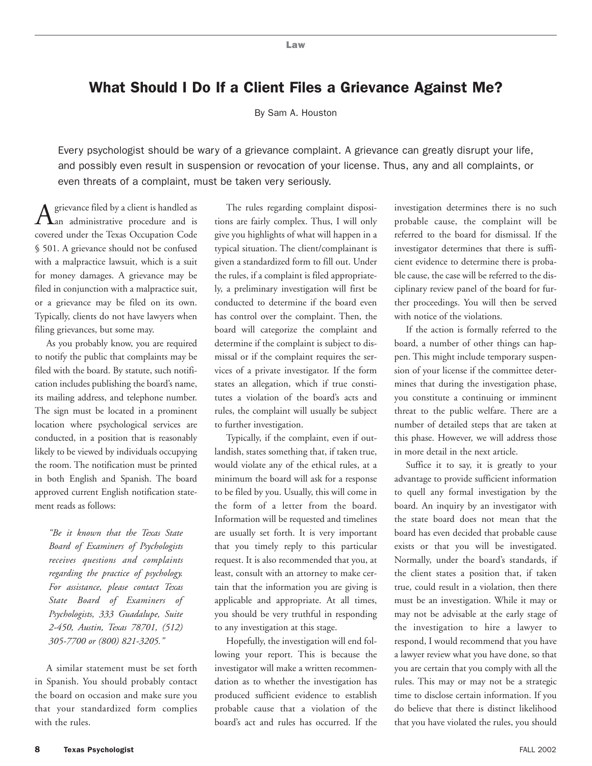# What Should I Do If a Client Files a Grievance Against Me?

By Sam A. Houston

Every psychologist should be wary of a grievance complaint. A grievance can greatly disrupt your life, and possibly even result in suspension or revocation of your license. Thus, any and all complaints, or even threats of a complaint, must be taken very seriously.

A grievance filed by a client is handled as an administrative procedure and is covered under the Texas Occupation Code § 501. A grievance should not be confused with a malpractice lawsuit, which is a suit for money damages. A grievance may be filed in conjunction with a malpractice suit, or a grievance may be filed on its own. Typically, clients do not have lawyers when filing grievances, but some may.

As you probably know, you are required to notify the public that complaints may be filed with the board. By statute, such notification includes publishing the board's name, its mailing address, and telephone number. The sign must be located in a prominent location where psychological services are conducted, in a position that is reasonably likely to be viewed by individuals occupying the room. The notification must be printed in both English and Spanish. The board approved current English notification statement reads as follows:

> *"Be it known that the Texas State Board of Examiners of Psychologists receives questions and complaints regarding the practice of psychology. For assistance, please contact Texas State Board of Examiners of Psychologists, 333 Guadalupe, Suite 2-450, Austin, Texas 78701, (512) 305-7700 or (800) 821-3205."*

A similar statement must be set forth in Spanish. You should probably contact the board on occasion and make sure you that your standardized form complies with the rules.

The rules regarding complaint dispositions are fairly complex. Thus, I will only give you highlights of what will happen in a typical situation. The client/complainant is given a standardized form to fill out. Under the rules, if a complaint is filed appropriately, a preliminary investigation will first be conducted to determine if the board even has control over the complaint. Then, the board will categorize the complaint and determine if the complaint is subject to dismissal or if the complaint requires the services of a private investigator. If the form states an allegation, which if true constitutes a violation of the board's acts and rules, the complaint will usually be subject to further investigation.

Typically, if the complaint, even if outlandish, states something that, if taken true, would violate any of the ethical rules, at a minimum the board will ask for a response to be filed by you. Usually, this will come in the form of a letter from the board. Information will be requested and timelines are usually set forth. It is very important that you timely reply to this particular request. It is also recommended that you, at least, consult with an attorney to make certain that the information you are giving is applicable and appropriate. At all times, you should be very truthful in responding to any investigation at this stage.

Hopefully, the investigation will end following your report. This is because the investigator will make a written recommendation as to whether the investigation has produced sufficient evidence to establish probable cause that a violation of the board's act and rules has occurred. If the investigation determines there is no such probable cause, the complaint will be referred to the board for dismissal. If the investigator determines that there is sufficient evidence to determine there is probable cause, the case will be referred to the disciplinary review panel of the board for further proceedings. You will then be served with notice of the violations.

If the action is formally referred to the board, a number of other things can happen. This might include temporary suspension of your license if the committee determines that during the investigation phase, you constitute a continuing or imminent threat to the public welfare. There are a number of detailed steps that are taken at this phase. However, we will address those in more detail in the next article.

Suffice it to say, it is greatly to your advantage to provide sufficient information to quell any formal investigation by the board. An inquiry by an investigator with the state board does not mean that the board has even decided that probable cause exists or that you will be investigated. Normally, under the board's standards, if the client states a position that, if taken true, could result in a violation, then there must be an investigation. While it may or may not be advisable at the early stage of the investigation to hire a lawyer to respond, I would recommend that you have a lawyer review what you have done, so that you are certain that you comply with all the rules. This may or may not be a strategic time to disclose certain information. If you do believe that there is distinct likelihood that you have violated the rules, you should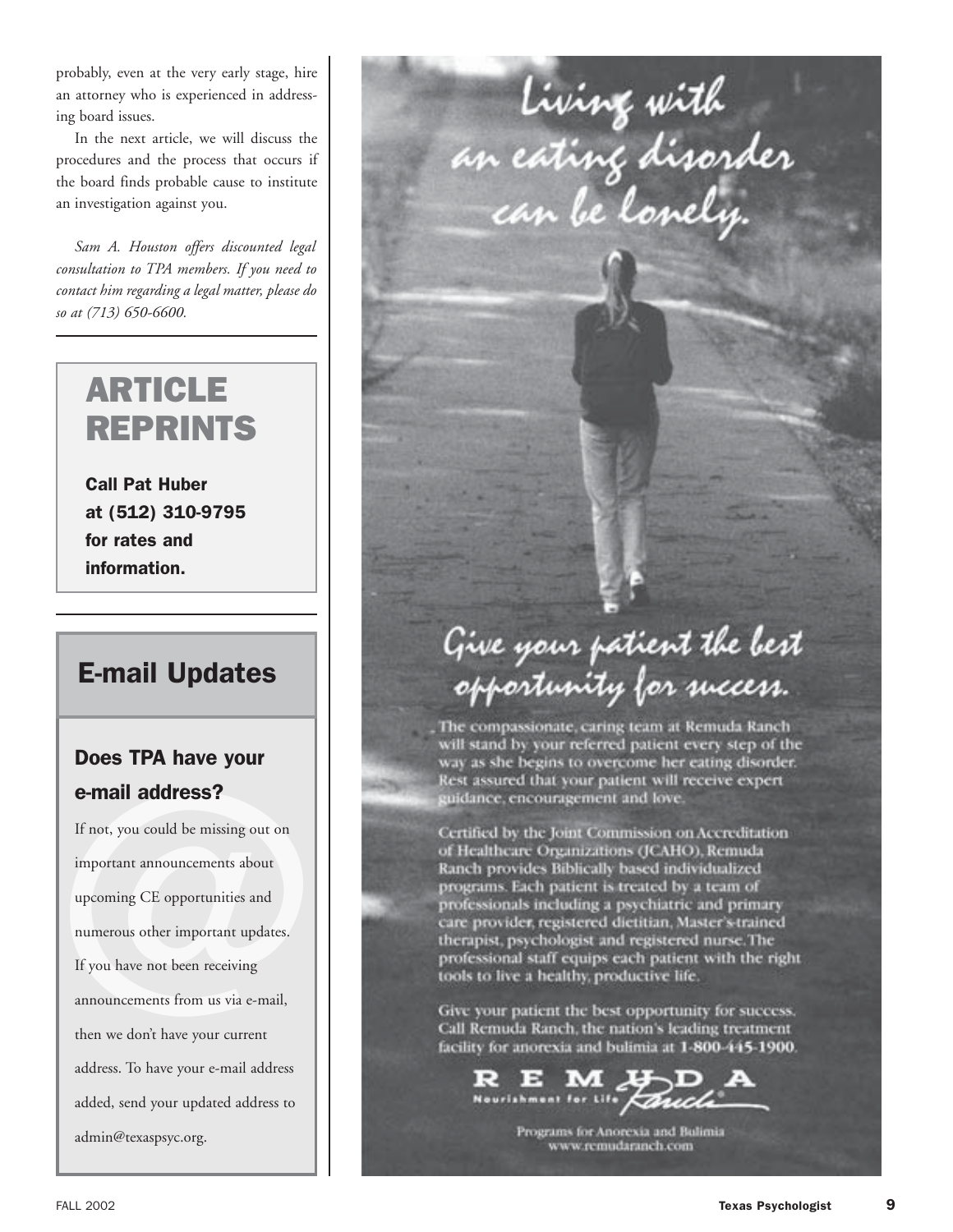probably, even at the very early stage, hire an attorney who is experienced in addressing board issues.

In the next article, we will discuss the procedures and the process that occurs if the board finds probable cause to institute an investigation against you.

*Sam A. Houston offers discounted legal consultation to TPA members. If you need to contact him regarding a legal matter, please do so at (713) 650-6600.*

---

## ARTICLE REPRINTS

**Call Pat Huber at (512) 310-9795 for rates and information.**

---

## E-mail Updates

### Does TPA have your e-mail address?

If not, you could be missing out on important announcements about upcoming CE opportunities and numerous other important updates. If you have not been receiving announcements from us via e-mail, then we don't have your current address. To have your e-mail address added, send your updated address to admin@texaspsyc.org.

---

# Living with an eating disorder can be lonely.

## Give your patient the best opportunity for success.

The compassionate, caring team at Remuda Ranch will stand by your referred patient every step of the way as she begins to overcome her eating disorder. Rest assured that your patient will receive expert guidance, encouragement and love.

Certified by the Joint Commission on Accreditation of Healthcare Organizations (JCAHO), Remuda Ranch provides Biblically based individualized programs. Each patient is treated by a team of professionals including a psychiatric and primary care provider, registered dietitian, Master's-trained therapist, psychologist and registered nurse. The professional staff equips each patient with the right tools to live a healthy, productive life.

Give your patient the best opportunity for success. Call Remuda Ranch, the nation's leading treatment facility for anorexia and bulimia at **1-800-445-1900**.

REMUDA Ranch
Nourishment for Life

Programs for Anorexia and Bulimia
www.remudaranch.com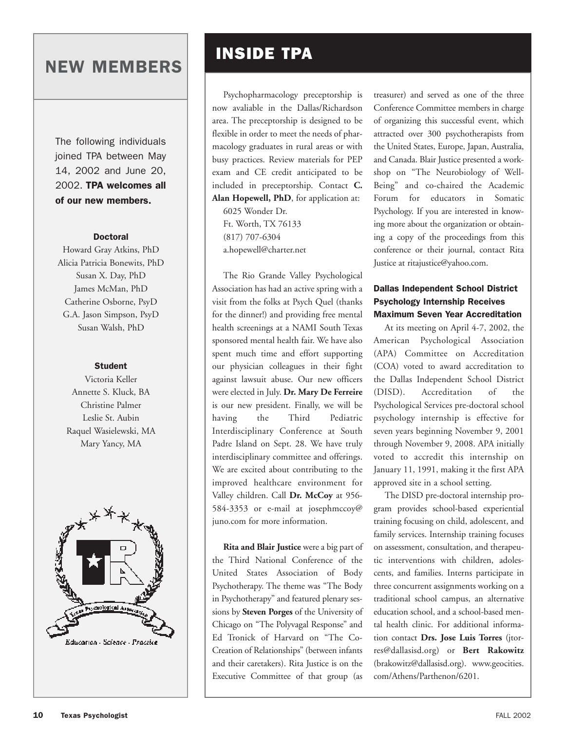## NEW MEMBERS

The following individuals joined TPA between May 14, 2002 and June 20, 2002. **TPA welcomes all of our new members.**

**Doctoral**

Howard Gray Atkins, PhD
Alicia Patricia Bonewits, PhD
Susan X. Day, PhD
James McMan, PhD
Catherine Osborne, PsyD
G.A. Jason Simpson, PsyD
Susan Walsh, PhD

**Student**

Victoria Keller
Annette S. Kluck, BA
Christine Palmer
Leslie St. Aubin
Raquel Wasielewski, MA
Mary Yancy, MA

## INSIDE TPA

Psychopharmacology preceptorship is now avaliable in the Dallas/Richardson area. The preceptorship is designed to be flexible in order to meet the needs of pharmacology graduates in rural areas or with busy practices. Review materials for PEP exam and CE credit anticipated to be included in preceptorship. Contact **C. Alan Hopewell, PhD**, for application at:

6025 Wonder Dr.
Ft. Worth, TX 76133
(817) 707-6304
a.hopewell@charter.net

The Rio Grande Valley Psychological Association has had an active spring with a visit from the folks at Psych Quel (thanks for the dinner!) and providing free mental health screenings at a NAMI South Texas sponsored mental health fair. We have also spent much time and effort supporting our physician colleagues in their fight against lawsuit abuse. Our new officers were elected in July. **Dr. Mary De Ferreire** is our new president. Finally, we will be having the Third Pediatric Interdisciplinary Conference at South Padre Island on Sept. 28. We have truly interdisciplinary committee and offerings. We are excited about contributing to the improved healthcare environment for Valley children. Call **Dr. McCoy** at 956-584-3353 or e-mail at josephmccoy@juno.com for more information.

**Rita and Blair Justice** were a big part of the Third National Conference of the United States Association of Body Psychotherapy. The theme was "The Body in Psychotherapy" and featured plenary sessions by **Steven Porges** of the University of Chicago on "The Polyvagal Response" and Ed Tronick of Harvard on "The Co-Creation of Relationships" (between infants and their caretakers). Rita Justice is on the Executive Committee of that group (as treasurer) and served as one of the three Conference Committee members in charge of organizing this successful event, which attracted over 300 psychotherapists from the United States, Europe, Japan, Australia, and Canada. Blair Justice presented a workshop on "The Neurobiology of Well-Being" and co-chaired the Academic Forum for educators in Somatic Psychology. If you are interested in knowing more about the organization or obtaining a copy of the proceedings from this conference or their journal, contact Rita Justice at ritajustice@yahoo.com.

### Dallas Independent School District Psychology Internship Receives Maximum Seven Year Accreditation

At its meeting on April 4-7, 2002, the American Psychological Association (APA) Committee on Accreditation (COA) voted to award accreditation to the Dallas Independent School District (DISD). Accreditation of the Psychological Services pre-doctoral school psychology internship is effective for seven years beginning November 9, 2001 through November 9, 2008. APA initially voted to accredit this internship on January 11, 1991, making it the first APA approved site in a school setting.

The DISD pre-doctoral internship program provides school-based experiential training focusing on child, adolescent, and family services. Internship training focuses on assessment, consultation, and therapeutic interventions with children, adolescents, and families. Interns participate in three concurrent assignments working on a traditional school campus, an alternative education school, and a school-based mental health clinic. For additional information contact **Drs. Jose Luis Torres** (jtorres@dallasisd.org) or **Bert Rakowitz** (brakowitz@dallasisd.org). www.geocities.com/Athens/Parthenon/6201.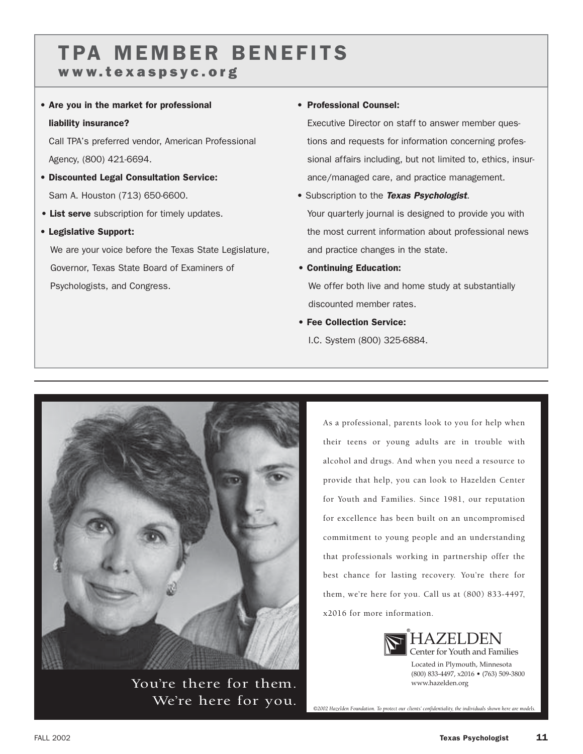# TPA MEMBER BENEFITS

## www.texaspsyc.org

- **Are you in the market for professional liability insurance?**
  Call TPA's preferred vendor, American Professional Agency, (800) 421-6694.
- **Discounted Legal Consultation Service:**
  Sam A. Houston (713) 650-6600.
- **List serve** subscription for timely updates.
- **Legislative Support:**
  We are your voice before the Texas State Legislature, Governor, Texas State Board of Examiners of Psychologists, and Congress.
- **Professional Counsel:**
  Executive Director on staff to answer member questions and requests for information concerning professional affairs including, but not limited to, ethics, insurance/managed care, and practice management.
- Subscription to the ***Texas Psychologist***.
  Your quarterly journal is designed to provide you with the most current information about professional news and practice changes in the state.
- **Continuing Education:**
  We offer both live and home study at substantially discounted member rates.
- **Fee Collection Service:**
  I.C. System (800) 325-6884.

---

You're there for them.
We're here for you.

As a professional, parents look to you for help when their teens or young adults are in trouble with alcohol and drugs. And when you need a resource to provide that help, you can look to Hazelden Center for Youth and Families. Since 1981, our reputation for excellence has been built on an uncompromised commitment to young people and an understanding that professionals working in partnership offer the best chance for lasting recovery. You're there for them, we're here for you. Call us at (800) 833-4497, x2016 for more information.

HAZELDEN®
Center for Youth and Families

Located in Plymouth, Minnesota
(800) 833-4497, x2016 • (763) 509-3800
www.hazelden.org

*©2002 Hazelden Foundation. To protect our clients' confidentiality, the individuals shown here are models.*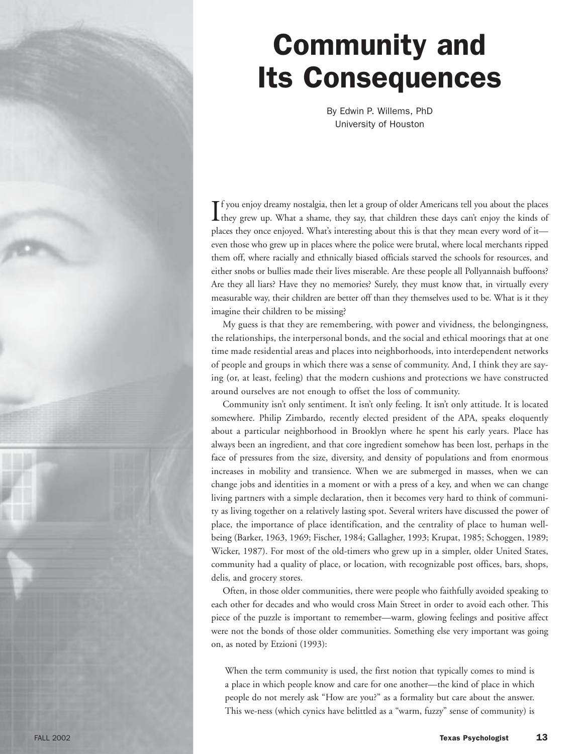# Community and Its Consequences

By Edwin P. Willems, PhD
University of Houston

If you enjoy dreamy nostalgia, then let a group of older Americans tell you about the places they grew up. What a shame, they say, that children these days can't enjoy the kinds of places they once enjoyed. What's interesting about this is that they mean every word of it—even those who grew up in places where the police were brutal, where local merchants ripped them off, where racially and ethnically biased officials starved the schools for resources, and either snobs or bullies made their lives miserable. Are these people all Pollyannaish buffoons? Are they all liars? Have they no memories? Surely, they must know that, in virtually every measurable way, their children are better off than they themselves used to be. What is it they imagine their children to be missing?

My guess is that they are remembering, with power and vividness, the belongingness, the relationships, the interpersonal bonds, and the social and ethical moorings that at one time made residential areas and places into neighborhoods, into interdependent networks of people and groups in which there was a sense of community. And, I think they are saying (or, at least, feeling) that the modern cushions and protections we have constructed around ourselves are not enough to offset the loss of community.

Community isn't only sentiment. It isn't only feeling. It isn't only attitude. It is located somewhere. Philip Zimbardo, recently elected president of the APA, speaks eloquently about a particular neighborhood in Brooklyn where he spent his early years. Place has always been an ingredient, and that core ingredient somehow has been lost, perhaps in the face of pressures from the size, diversity, and density of populations and from enormous increases in mobility and transience. When we are submerged in masses, when we can change jobs and identities in a moment or with a press of a key, and when we can change living partners with a simple declaration, then it becomes very hard to think of community as living together on a relatively lasting spot. Several writers have discussed the power of place, the importance of place identification, and the centrality of place to human well-being (Barker, 1963, 1969; Fischer, 1984; Gallagher, 1993; Krupat, 1985; Schoggen, 1989; Wicker, 1987). For most of the old-timers who grew up in a simpler, older United States, community had a quality of place, or location, with recognizable post offices, bars, shops, delis, and grocery stores.

Often, in those older communities, there were people who faithfully avoided speaking to each other for decades and who would cross Main Street in order to avoid each other. This piece of the puzzle is important to remember—warm, glowing feelings and positive affect were not the bonds of those older communities. Something else very important was going on, as noted by Etzioni (1993):

> When the term community is used, the first notion that typically comes to mind is a place in which people know and care for one another—the kind of place in which people do not merely ask "How are you?" as a formality but care about the answer. This we-ness (which cynics have belittled as a "warm, fuzzy" sense of community) is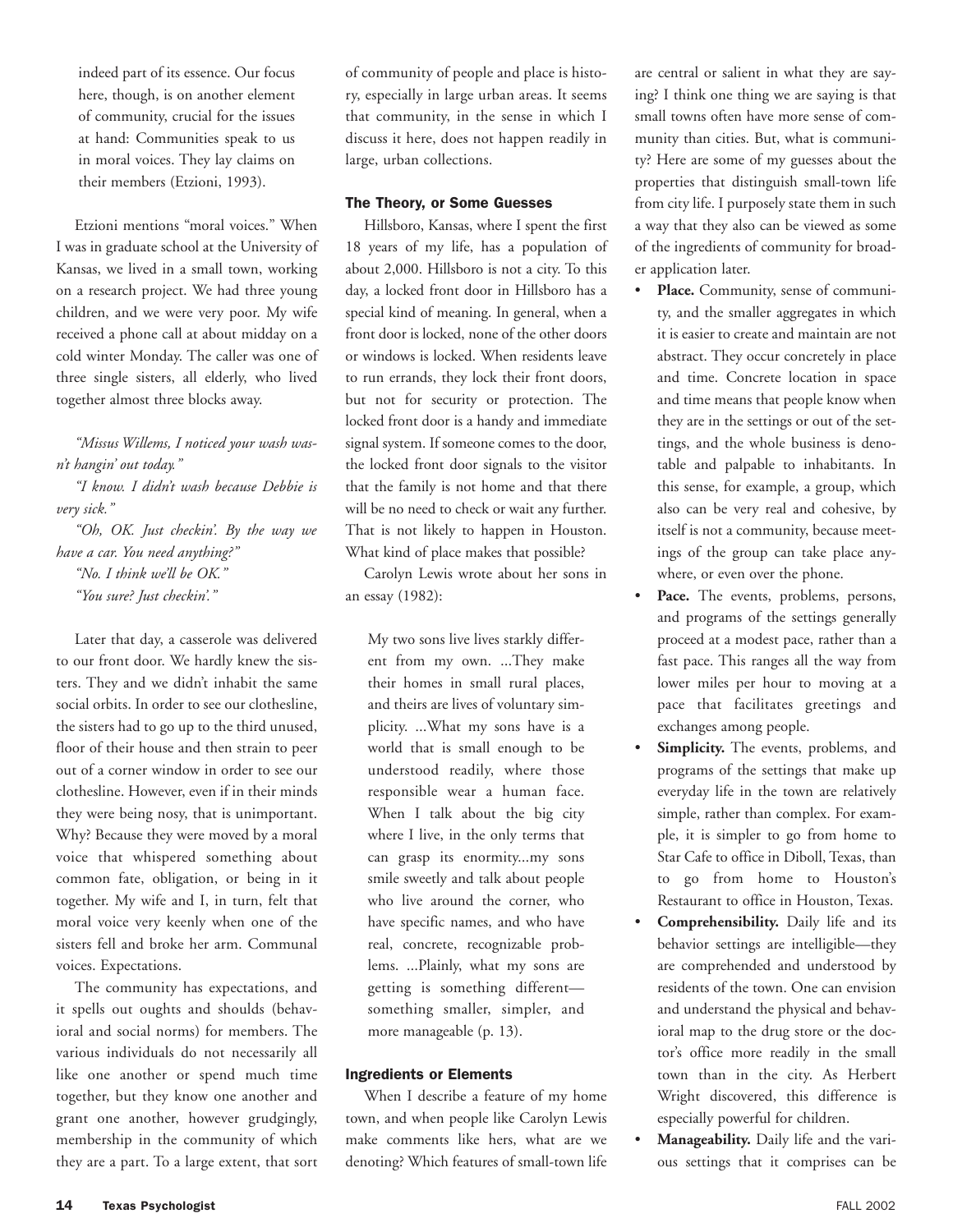indeed part of its essence. Our focus here, though, is on another element of community, crucial for the issues at hand: Communities speak to us in moral voices. They lay claims on their members (Etzioni, 1993).

Etzioni mentions "moral voices." When I was in graduate school at the University of Kansas, we lived in a small town, working on a research project. We had three young children, and we were very poor. My wife received a phone call at about midday on a cold winter Monday. The caller was one of three single sisters, all elderly, who lived together almost three blocks away.

*"Missus Willems, I noticed your wash wasn't hangin' out today."*

*"I know. I didn't wash because Debbie is very sick."*

*"Oh, OK. Just checkin'. By the way we have a car. You need anything?"*

*"No. I think we'll be OK."*

*"You sure? Just checkin'."*

Later that day, a casserole was delivered to our front door. We hardly knew the sisters. They and we didn't inhabit the same social orbits. In order to see our clothesline, the sisters had to go up to the third unused, floor of their house and then strain to peer out of a corner window in order to see our clothesline. However, even if in their minds they were being nosy, that is unimportant. Why? Because they were moved by a moral voice that whispered something about common fate, obligation, or being in it together. My wife and I, in turn, felt that moral voice very keenly when one of the sisters fell and broke her arm. Communal voices. Expectations.

The community has expectations, and it spells out oughts and shoulds (behavioral and social norms) for members. The various individuals do not necessarily all like one another or spend much time together, but they know one another and grant one another, however grudgingly, membership in the community of which they are a part. To a large extent, that sort of community of people and place is history, especially in large urban areas. It seems that community, in the sense in which I discuss it here, does not happen readily in large, urban collections.

### The Theory, or Some Guesses

Hillsboro, Kansas, where I spent the first 18 years of my life, has a population of about 2,000. Hillsboro is not a city. To this day, a locked front door in Hillsboro has a special kind of meaning. In general, when a front door is locked, none of the other doors or windows is locked. When residents leave to run errands, they lock their front doors, but not for security or protection. The locked front door is a handy and immediate signal system. If someone comes to the door, the locked front door signals to the visitor that the family is not home and that there will be no need to check or wait any further. That is not likely to happen in Houston. What kind of place makes that possible?

Carolyn Lewis wrote about her sons in an essay (1982):

> My two sons live lives starkly different from my own. ...They make their homes in small rural places, and theirs are lives of voluntary simplicity. ...What my sons have is a world that is small enough to be understood readily, where those responsible wear a human face. When I talk about the big city where I live, in the only terms that can grasp its enormity...my sons smile sweetly and talk about people who live around the corner, who have specific names, and who have real, concrete, recognizable problems. ...Plainly, what my sons are getting is something different—something smaller, simpler, and more manageable (p. 13).

### Ingredients or Elements

When I describe a feature of my home town, and when people like Carolyn Lewis make comments like hers, what are we denoting? Which features of small-town life are central or salient in what they are saying? I think one thing we are saying is that small towns often have more sense of community than cities. But, what is community? Here are some of my guesses about the properties that distinguish small-town life from city life. I purposely state them in such a way that they also can be viewed as some of the ingredients of community for broader application later.

- **Place.** Community, sense of community, and the smaller aggregates in which it is easier to create and maintain are not abstract. They occur concretely in place and time. Concrete location in space and time means that people know when they are in the settings or out of the settings, and the whole business is denotable and palpable to inhabitants. In this sense, for example, a group, which also can be very real and cohesive, by itself is not a community, because meetings of the group can take place anywhere, or even over the phone.
- **Pace.** The events, problems, persons, and programs of the settings generally proceed at a modest pace, rather than a fast pace. This ranges all the way from lower miles per hour to moving at a pace that facilitates greetings and exchanges among people.
- **Simplicity.** The events, problems, and programs of the settings that make up everyday life in the town are relatively simple, rather than complex. For example, it is simpler to go from home to Star Cafe to office in Diboll, Texas, than to go from home to Houston's Restaurant to office in Houston, Texas.
- **Comprehensibility.** Daily life and its behavior settings are intelligible—they are comprehended and understood by residents of the town. One can envision and understand the physical and behavioral map to the drug store or the doctor's office more readily in the small town than in the city. As Herbert Wright discovered, this difference is especially powerful for children.
- **Manageability.** Daily life and the various settings that it comprises can be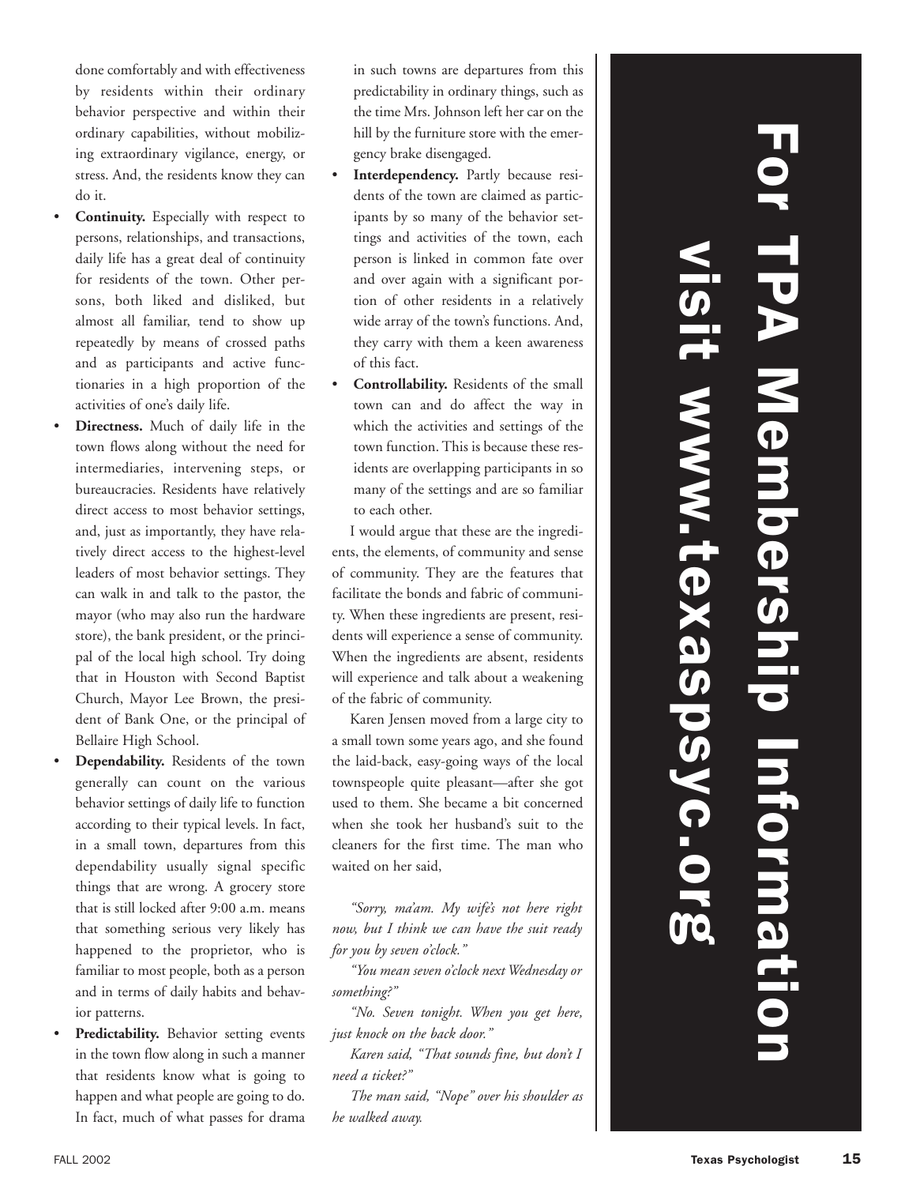done comfortably and with effectiveness by residents within their ordinary behavior perspective and within their ordinary capabilities, without mobilizing extraordinary vigilance, energy, or stress. And, the residents know they can do it.

- **Continuity.** Especially with respect to persons, relationships, and transactions, daily life has a great deal of continuity for residents of the town. Other persons, both liked and disliked, but almost all familiar, tend to show up repeatedly by means of crossed paths and as participants and active functionaries in a high proportion of the activities of one's daily life.
- **Directness.** Much of daily life in the town flows along without the need for intermediaries, intervening steps, or bureaucracies. Residents have relatively direct access to most behavior settings, and, just as importantly, they have relatively direct access to the highest-level leaders of most behavior settings. They can walk in and talk to the pastor, the mayor (who may also run the hardware store), the bank president, or the principal of the local high school. Try doing that in Houston with Second Baptist Church, Mayor Lee Brown, the president of Bank One, or the principal of Bellaire High School.
- **Dependability.** Residents of the town generally can count on the various behavior settings of daily life to function according to their typical levels. In fact, in a small town, departures from this dependability usually signal specific things that are wrong. A grocery store that is still locked after 9:00 a.m. means that something serious very likely has happened to the proprietor, who is familiar to most people, both as a person and in terms of daily habits and behavior patterns.
- **Predictability.** Behavior setting events in the town flow along in such a manner that residents know what is going to happen and what people are going to do. In fact, much of what passes for drama in such towns are departures from this predictability in ordinary things, such as the time Mrs. Johnson left her car on the hill by the furniture store with the emergency brake disengaged.
- **Interdependency.** Partly because residents of the town are claimed as participants by so many of the behavior settings and activities of the town, each person is linked in common fate over and over again with a significant portion of other residents in a relatively wide array of the town's functions. And, they carry with them a keen awareness of this fact.
- **Controllability.** Residents of the small town can and do affect the way in which the activities and settings of the town function. This is because these residents are overlapping participants in so many of the settings and are so familiar to each other.

I would argue that these are the ingredients, the elements, of community and sense of community. They are the features that facilitate the bonds and fabric of community. When these ingredients are present, residents will experience a sense of community. When the ingredients are absent, residents will experience and talk about a weakening of the fabric of community.

Karen Jensen moved from a large city to a small town some years ago, and she found the laid-back, easy-going ways of the local townspeople quite pleasant—after she got used to them. She became a bit concerned when she took her husband's suit to the cleaners for the first time. The man who waited on her said,

*"Sorry, ma'am. My wife's not here right now, but I think we can have the suit ready for you by seven o'clock."*

*"You mean seven o'clock next Wednesday or something?"*

*"No. Seven tonight. When you get here, just knock on the back door."*

*Karen said, "That sounds fine, but don't I need a ticket?"*

*The man said, "Nope" over his shoulder as he walked away.*

**For TPA Membership Information visit www.texaspsyc.org**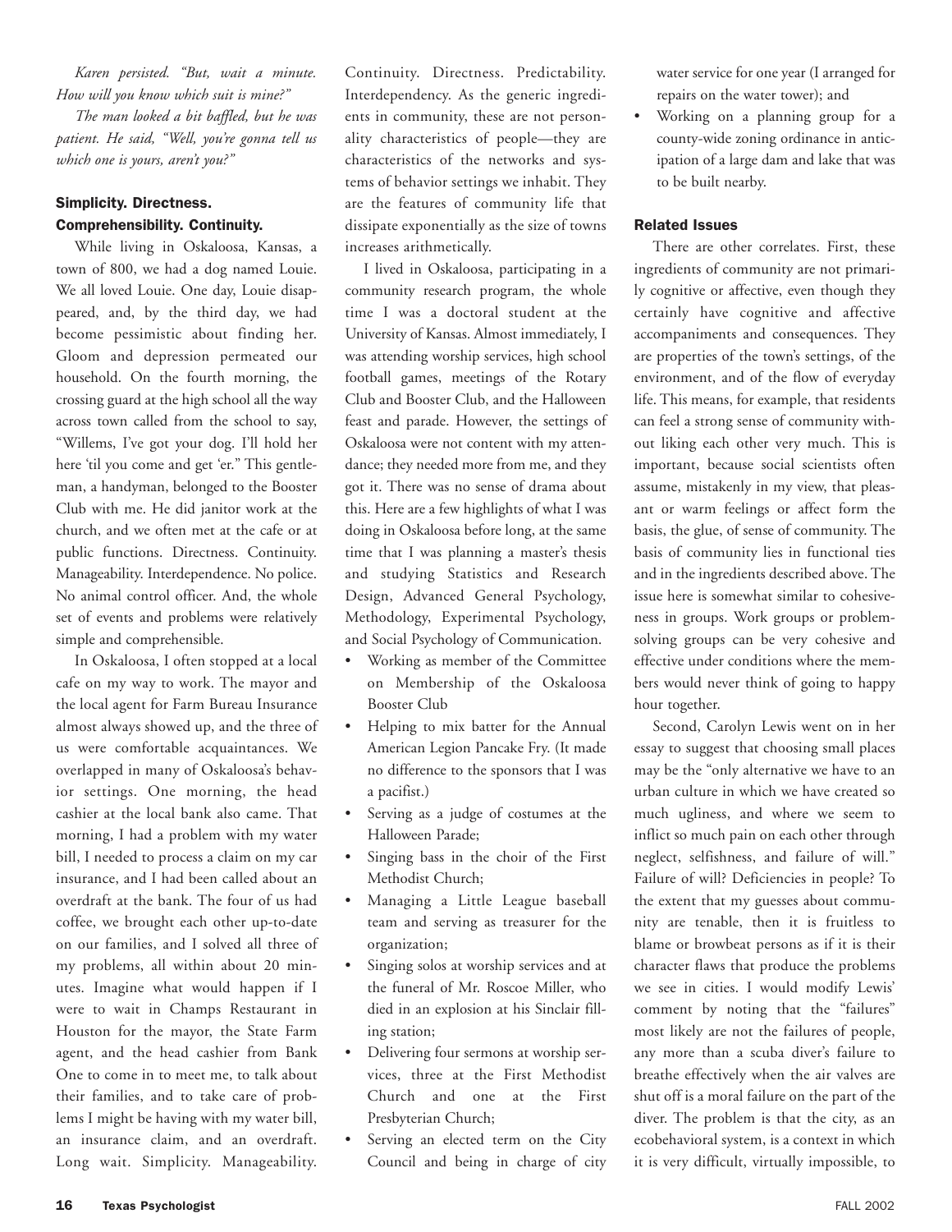*Karen persisted. "But, wait a minute. How will you know which suit is mine?"*

*The man looked a bit baffled, but he was patient. He said, "Well, you're gonna tell us which one is yours, aren't you?"*

### Simplicity. Directness. Comprehensibility. Continuity.

While living in Oskaloosa, Kansas, a town of 800, we had a dog named Louie. We all loved Louie. One day, Louie disappeared, and, by the third day, we had become pessimistic about finding her. Gloom and depression permeated our household. On the fourth morning, the crossing guard at the high school all the way across town called from the school to say, "Willems, I've got your dog. I'll hold her here 'til you come and get 'er." This gentleman, a handyman, belonged to the Booster Club with me. He did janitor work at the church, and we often met at the cafe or at public functions. Directness. Continuity. Manageability. Interdependence. No police. No animal control officer. And, the whole set of events and problems were relatively simple and comprehensible.

In Oskaloosa, I often stopped at a local cafe on my way to work. The mayor and the local agent for Farm Bureau Insurance almost always showed up, and the three of us were comfortable acquaintances. We overlapped in many of Oskaloosa's behavior settings. One morning, the head cashier at the local bank also came. That morning, I had a problem with my water bill, I needed to process a claim on my car insurance, and I had been called about an overdraft at the bank. The four of us had coffee, we brought each other up-to-date on our families, and I solved all three of my problems, all within about 20 minutes. Imagine what would happen if I were to wait in Champs Restaurant in Houston for the mayor, the State Farm agent, and the head cashier from Bank One to come in to meet me, to talk about their families, and to take care of problems I might be having with my water bill, an insurance claim, and an overdraft. Long wait. Simplicity. Manageability. Continuity. Directness. Predictability. Interdependency. As the generic ingredients in community, these are not personality characteristics of people—they are characteristics of the networks and systems of behavior settings we inhabit. They are the features of community life that dissipate exponentially as the size of towns increases arithmetically.

I lived in Oskaloosa, participating in a community research program, the whole time I was a doctoral student at the University of Kansas. Almost immediately, I was attending worship services, high school football games, meetings of the Rotary Club and Booster Club, and the Halloween feast and parade. However, the settings of Oskaloosa were not content with my attendance; they needed more from me, and they got it. There was no sense of drama about this. Here are a few highlights of what I was doing in Oskaloosa before long, at the same time that I was planning a master's thesis and studying Statistics and Research Design, Advanced General Psychology, Methodology, Experimental Psychology, and Social Psychology of Communication.

- Working as member of the Committee on Membership of the Oskaloosa Booster Club
- Helping to mix batter for the Annual American Legion Pancake Fry. (It made no difference to the sponsors that I was a pacifist.)
- Serving as a judge of costumes at the Halloween Parade;
- Singing bass in the choir of the First Methodist Church;
- Managing a Little League baseball team and serving as treasurer for the organization;
- Singing solos at worship services and at the funeral of Mr. Roscoe Miller, who died in an explosion at his Sinclair filling station;
- Delivering four sermons at worship services, three at the First Methodist Church and one at the First Presbyterian Church;
- Serving an elected term on the City Council and being in charge of city water service for one year (I arranged for repairs on the water tower); and
- Working on a planning group for a county-wide zoning ordinance in anticipation of a large dam and lake that was to be built nearby.

### Related Issues

There are other correlates. First, these ingredients of community are not primarily cognitive or affective, even though they certainly have cognitive and affective accompaniments and consequences. They are properties of the town's settings, of the environment, and of the flow of everyday life. This means, for example, that residents can feel a strong sense of community without liking each other very much. This is important, because social scientists often assume, mistakenly in my view, that pleasant or warm feelings or affect form the basis, the glue, of sense of community. The basis of community lies in functional ties and in the ingredients described above. The issue here is somewhat similar to cohesiveness in groups. Work groups or problem-solving groups can be very cohesive and effective under conditions where the members would never think of going to happy hour together.

Second, Carolyn Lewis went on in her essay to suggest that choosing small places may be the "only alternative we have to an urban culture in which we have created so much ugliness, and where we seem to inflict so much pain on each other through neglect, selfishness, and failure of will." Failure of will? Deficiencies in people? To the extent that my guesses about community are tenable, then it is fruitless to blame or browbeat persons as if it is their character flaws that produce the problems we see in cities. I would modify Lewis' comment by noting that the "failures" most likely are not the failures of people, any more than a scuba diver's failure to breathe effectively when the air valves are shut off is a moral failure on the part of the diver. The problem is that the city, as an ecobehavioral system, is a context in which it is very difficult, virtually impossible, to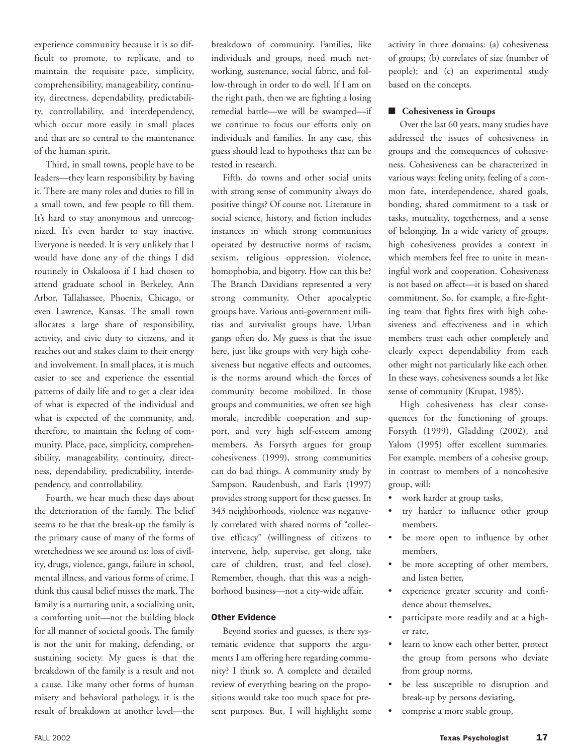experience community because it is so difficult to promote, to replicate, and to maintain the requisite pace, simplicity, comprehensibility, manageability, continuity, directness, dependability, predictability, controllability, and interdependency, which occur more easily in small places and that are so central to the maintenance of the human spirit.

Third, in small towns, people have to be leaders—they learn responsibility by having it. There are many roles and duties to fill in a small town, and few people to fill them. It's hard to stay anonymous and unrecognized. It's even harder to stay inactive. Everyone is needed. It is very unlikely that I would have done any of the things I did routinely in Oskaloosa if I had chosen to attend graduate school in Berkeley, Ann Arbor, Tallahassee, Phoenix, Chicago, or even Lawrence, Kansas. The small town allocates a large share of responsibility, activity, and civic duty to citizens, and it reaches out and stakes claim to their energy and involvement. In small places, it is much easier to see and experience the essential patterns of daily life and to get a clear idea of what is expected of the individual and what is expected of the community, and, therefore, to maintain the feeling of community. Place, pace, simplicity, comprehensibility, manageability, continuity, directness, dependability, predictability, interdependency, and controllability.

Fourth, we hear much these days about the deterioration of the family. The belief seems to be that the break-up the family is the primary cause of many of the forms of wretchedness we see around us: loss of civility, drugs, violence, gangs, failure in school, mental illness, and various forms of crime. I think this causal belief misses the mark. The family is a nurturing unit, a socializing unit, a comforting unit—not the building block for all manner of societal goods. The family is not the unit for making, defending, or sustaining society. My guess is that the breakdown of the family is a result and not a cause. Like many other forms of human misery and behavioral pathology, it is the result of breakdown at another level—the breakdown of community. Families, like individuals and groups, need much networking, sustenance, social fabric, and follow-through in order to do well. If I am on the right path, then we are fighting a losing remedial battle—we will be swamped—if we continue to focus our efforts only on individuals and families. In any case, this guess should lead to hypotheses that can be tested in research.

Fifth, do towns and other social units with strong sense of community always do positive things? Of course not. Literature in social science, history, and fiction includes instances in which strong communities operated by destructive norms of racism, sexism, religious oppression, violence, homophobia, and bigotry. How can this be? The Branch Davidians represented a very strong community. Other apocalyptic groups have. Various anti-government militias and survivalist groups have. Urban gangs often do. My guess is that the issue here, just like groups with very high cohesiveness but negative effects and outcomes, is the norms around which the forces of community become mobilized. In those groups and communities, we often see high morale, incredible cooperation and support, and very high self-esteem among members. As Forsyth argues for group cohesiveness (1999), strong communities can do bad things. A community study by Sampson, Raudenbush, and Earls (1997) provides strong support for these guesses. In 343 neighborhoods, violence was negatively correlated with shared norms of "collective efficacy" (willingness of citizens to intervene, help, supervise, get along, take care of children, trust, and feel close). Remember, though, that this was a neighborhood business—not a city-wide affair.

## Other Evidence

Beyond stories and guesses, is there systematic evidence that supports the arguments I am offering here regarding community? I think so. A complete and detailed review of everything bearing on the propositions would take too much space for present purposes. But, I will highlight some activity in three domains: (a) cohesiveness of groups; (b) correlates of size (number of people); and (c) an experimental study based on the concepts.

### Cohesiveness in Groups

Over the last 60 years, many studies have addressed the issues of cohesiveness in groups and the consequences of cohesiveness. Cohesiveness can be characterized in various ways: feeling unity, feeling of a common fate, interdependence, shared goals, bonding, shared commitment to a task or tasks, mutuality, togetherness, and a sense of belonging. In a wide variety of groups, high cohesiveness provides a context in which members feel free to unite in meaningful work and cooperation. Cohesiveness is not based on affect—it is based on shared commitment. So, for example, a fire-fighting team that fights fires with high cohesiveness and effectiveness and in which members trust each other completely and clearly expect dependability from each other might not particularly like each other. In these ways, cohesiveness sounds a lot like sense of community (Krupat, 1985).

High cohesiveness has clear consequences for the functioning of groups. Forsyth (1999), Gladding (2002), and Yalom (1995) offer excellent summaries. For example, members of a cohesive group, in contrast to members of a noncohesive group, will:

- work harder at group tasks,
- try harder to influence other group members,
- be more open to influence by other members,
- be more accepting of other members, and listen better,
- experience greater security and confidence about themselves,
- participate more readily and at a higher rate,
- learn to know each other better, protect the group from persons who deviate from group norms,
- be less susceptible to disruption and break-up by persons deviating,
- comprise a more stable group,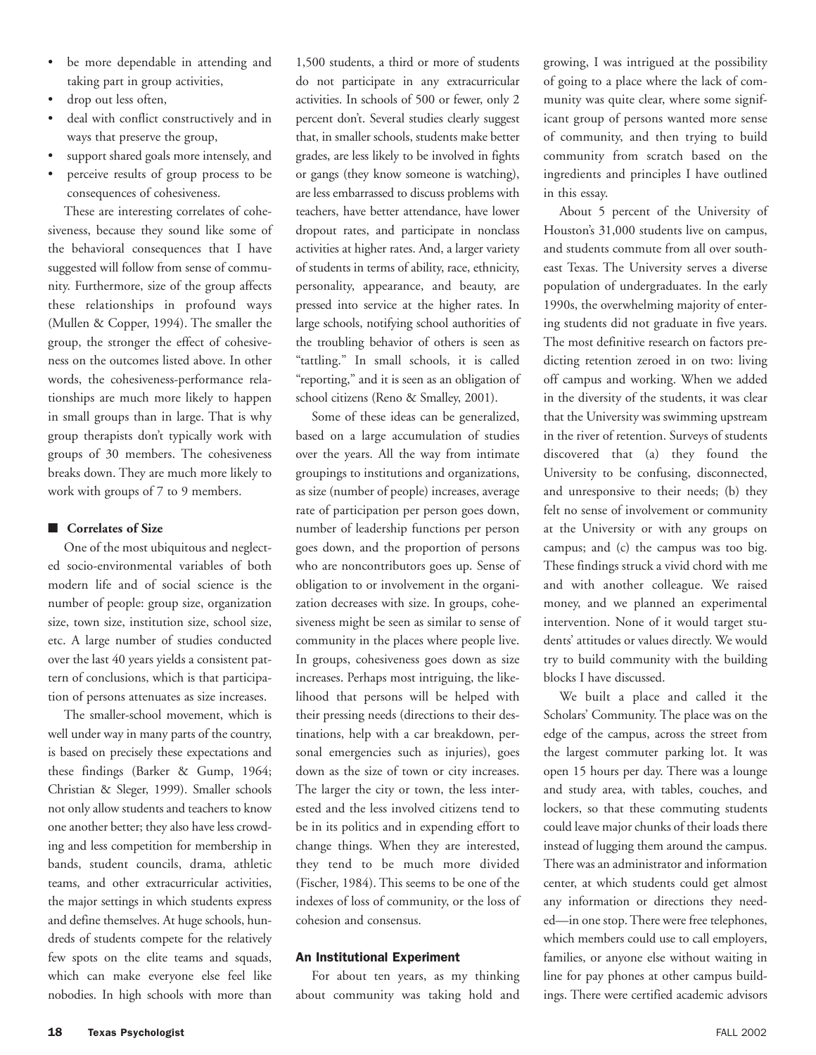- be more dependable in attending and taking part in group activities,
- drop out less often,
- deal with conflict constructively and in ways that preserve the group,
- support shared goals more intensely, and
- perceive results of group process to be consequences of cohesiveness.

These are interesting correlates of cohesiveness, because they sound like some of the behavioral consequences that I have suggested will follow from sense of community. Furthermore, size of the group affects these relationships in profound ways (Mullen & Copper, 1994). The smaller the group, the stronger the effect of cohesiveness on the outcomes listed above. In other words, the cohesiveness-performance relationships are much more likely to happen in small groups than in large. That is why group therapists don't typically work with groups of 30 members. The cohesiveness breaks down. They are much more likely to work with groups of 7 to 9 members.

## Correlates of Size

One of the most ubiquitous and neglected socio-environmental variables of both modern life and of social science is the number of people: group size, organization size, town size, institution size, school size, etc. A large number of studies conducted over the last 40 years yields a consistent pattern of conclusions, which is that participation of persons attenuates as size increases.

The smaller-school movement, which is well under way in many parts of the country, is based on precisely these expectations and these findings (Barker & Gump, 1964; Christian & Sleger, 1999). Smaller schools not only allow students and teachers to know one another better; they also have less crowding and less competition for membership in bands, student councils, drama, athletic teams, and other extracurricular activities, the major settings in which students express and define themselves. At huge schools, hundreds of students compete for the relatively few spots on the elite teams and squads, which can make everyone else feel like nobodies. In high schools with more than 1,500 students, a third or more of students do not participate in any extracurricular activities. In schools of 500 or fewer, only 2 percent don't. Several studies clearly suggest that, in smaller schools, students make better grades, are less likely to be involved in fights or gangs (they know someone is watching), are less embarrassed to discuss problems with teachers, have better attendance, have lower dropout rates, and participate in nonclass activities at higher rates. And, a larger variety of students in terms of ability, race, ethnicity, personality, appearance, and beauty, are pressed into service at the higher rates. In large schools, notifying school authorities of the troubling behavior of others is seen as "tattling." In small schools, it is called "reporting," and it is seen as an obligation of school citizens (Reno & Smalley, 2001).

Some of these ideas can be generalized, based on a large accumulation of studies over the years. All the way from intimate groupings to institutions and organizations, as size (number of people) increases, average rate of participation per person goes down, number of leadership functions per person goes down, and the proportion of persons who are noncontributors goes up. Sense of obligation to or involvement in the organization decreases with size. In groups, cohesiveness might be seen as similar to sense of community in the places where people live. In groups, cohesiveness goes down as size increases. Perhaps most intriguing, the likelihood that persons will be helped with their pressing needs (directions to their destinations, help with a car breakdown, personal emergencies such as injuries), goes down as the size of town or city increases. The larger the city or town, the less interested and the less involved citizens tend to be in its politics and in expending effort to change things. When they are interested, they tend to be much more divided (Fischer, 1984). This seems to be one of the indexes of loss of community, or the loss of cohesion and consensus.

## An Institutional Experiment

For about ten years, as my thinking about community was taking hold and growing, I was intrigued at the possibility of going to a place where the lack of community was quite clear, where some significant group of persons wanted more sense of community, and then trying to build community from scratch based on the ingredients and principles I have outlined in this essay.

About 5 percent of the University of Houston's 31,000 students live on campus, and students commute from all over southeast Texas. The University serves a diverse population of undergraduates. In the early 1990s, the overwhelming majority of entering students did not graduate in five years. The most definitive research on factors predicting retention zeroed in on two: living off campus and working. When we added in the diversity of the students, it was clear that the University was swimming upstream in the river of retention. Surveys of students discovered that (a) they found the University to be confusing, disconnected, and unresponsive to their needs; (b) they felt no sense of involvement or community at the University or with any groups on campus; and (c) the campus was too big. These findings struck a vivid chord with me and with another colleague. We raised money, and we planned an experimental intervention. None of it would target students' attitudes or values directly. We would try to build community with the building blocks I have discussed.

We built a place and called it the Scholars' Community. The place was on the edge of the campus, across the street from the largest commuter parking lot. It was open 15 hours per day. There was a lounge and study area, with tables, couches, and lockers, so that these commuting students could leave major chunks of their loads there instead of lugging them around the campus. There was an administrator and information center, at which students could get almost any information or directions they needed—in one stop. There were free telephones, which members could use to call employers, families, or anyone else without waiting in line for pay phones at other campus buildings. There were certified academic advisors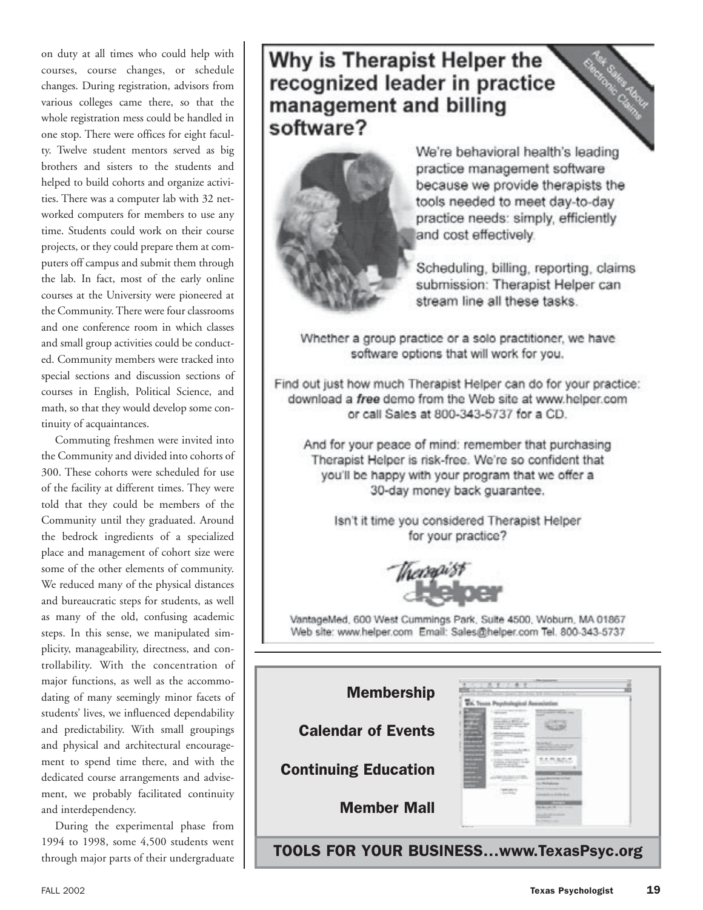on duty at all times who could help with courses, course changes, or schedule changes. During registration, advisors from various colleges came there, so that the whole registration mess could be handled in one stop. There were offices for eight faculty. Twelve student mentors served as big brothers and sisters to the students and helped to build cohorts and organize activities. There was a computer lab with 32 networked computers for members to use any time. Students could work on their course projects, or they could prepare them at computers off campus and submit them through the lab. In fact, most of the early online courses at the University were pioneered at the Community. There were four classrooms and one conference room in which classes and small group activities could be conducted. Community members were tracked into special sections and discussion sections of courses in English, Political Science, and math, so that they would develop some continuity of acquaintances.

Commuting freshmen were invited into the Community and divided into cohorts of 300. These cohorts were scheduled for use of the facility at different times. They were told that they could be members of the Community until they graduated. Around the bedrock ingredients of a specialized place and management of cohort size were some of the other elements of community. We reduced many of the physical distances and bureaucratic steps for students, as well as many of the old, confusing academic steps. In this sense, we manipulated simplicity, manageability, directness, and controllability. With the concentration of major functions, as well as the accommodating of many seemingly minor facets of students' lives, we influenced dependability and predictability. With small groupings and physical and architectural encouragement to spend time there, and with the dedicated course arrangements and advisement, we probably facilitated continuity and interdependency.

During the experimental phase from 1994 to 1998, some 4,500 students went through major parts of their undergraduate

## Why is Therapist Helper the recognized leader in practice management and billing software?

Ask Sales About Electronic Claims

We're behavioral health's leading practice management software because we provide therapists the tools needed to meet day-to-day practice needs: simply, efficiently and cost effectively.

Scheduling, billing, reporting, claims submission: Therapist Helper can stream line all these tasks.

Whether a group practice or a solo practitioner, we have software options that will work for you.

Find out just how much Therapist Helper can do for your practice: download a ***free*** demo from the Web site at www.helper.com or call Sales at 800-343-5737 for a CD.

And for your peace of mind: remember that purchasing Therapist Helper is risk-free. We're so confident that you'll be happy with your program that we offer a 30-day money back guarantee.

Isn't it time you considered Therapist Helper for your practice?

Therapist Helper

VantageMed, 600 West Cummings Park, Suite 4500, Woburn, MA 01867
Web site: www.helper.com Email: Sales@helper.com Tel. 800-343-5737

**Membership**

**Calendar of Events**

**Continuing Education**

**Member Mall**

**TOOLS FOR YOUR BUSINESS...www.TexasPsyc.org**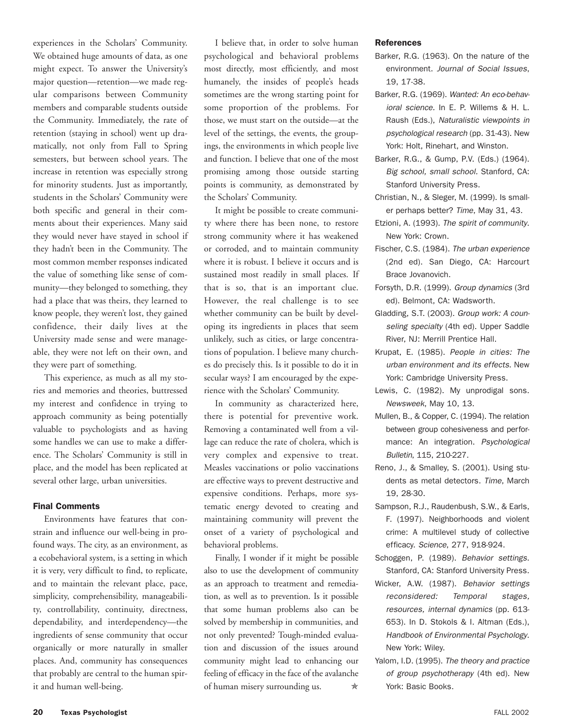experiences in the Scholars' Community. We obtained huge amounts of data, as one might expect. To answer the University's major question—retention—we made regular comparisons between Community members and comparable students outside the Community. Immediately, the rate of retention (staying in school) went up dramatically, not only from Fall to Spring semesters, but between school years. The increase in retention was especially strong for minority students. Just as importantly, students in the Scholars' Community were both specific and general in their comments about their experiences. Many said they would never have stayed in school if they hadn't been in the Community. The most common member responses indicated the value of something like sense of community—they belonged to something, they had a place that was theirs, they learned to know people, they weren't lost, they gained confidence, their daily lives at the University made sense and were manageable, they were not left on their own, and they were part of something.

This experience, as much as all my stories and memories and theories, buttressed my interest and confidence in trying to approach community as being potentially valuable to psychologists and as having some handles we can use to make a difference. The Scholars' Community is still in place, and the model has been replicated at several other large, urban universities.

## Final Comments

Environments have features that constrain and influence our well-being in profound ways. The city, as an environment, as a ecobehavioral system, is a setting in which it is very, very difficult to find, to replicate, and to maintain the relevant place, pace, simplicity, comprehensibility, manageability, controllability, continuity, directness, dependability, and interdependency—the ingredients of sense community that occur organically or more naturally in smaller places. And, community has consequences that probably are central to the human spirit and human well-being.

I believe that, in order to solve human psychological and behavioral problems most directly, most efficiently, and most humanely, the insides of people's heads sometimes are the wrong starting point for some proportion of the problems. For those, we must start on the outside—at the level of the settings, the events, the groupings, the environments in which people live and function. I believe that one of the most promising among those outside starting points is community, as demonstrated by the Scholars' Community.

It might be possible to create community where there has been none, to restore strong community where it has weakened or corroded, and to maintain community where it is robust. I believe it occurs and is sustained most readily in small places. If that is so, that is an important clue. However, the real challenge is to see whether community can be built by developing its ingredients in places that seem unlikely, such as cities, or large concentrations of population. I believe many churches do precisely this. Is it possible to do it in secular ways? I am encouraged by the experience with the Scholars' Community.

In community as characterized here, there is potential for preventive work. Removing a contaminated well from a village can reduce the rate of cholera, which is very complex and expensive to treat. Measles vaccinations or polio vaccinations are effective ways to prevent destructive and expensive conditions. Perhaps, more systematic energy devoted to creating and maintaining community will prevent the onset of a variety of psychological and behavioral problems.

Finally, I wonder if it might be possible also to use the development of community as an approach to treatment and remediation, as well as to prevention. Is it possible that some human problems also can be solved by membership in communities, and not only prevented? Tough-minded evaluation and discussion of the issues around community might lead to enhancing our feeling of efficacy in the face of the avalanche of human misery surrounding us. ✯

## References

Barker, R.G. (1963). On the nature of the environment. *Journal of Social Issues*, 19, 17-38.

Barker, R.G. (1969). *Wanted: An eco-behavioral science.* In E. P. Willems & H. L. Raush (Eds.), *Naturalistic viewpoints in psychological research* (pp. 31-43). New York: Holt, Rinehart, and Winston.

Barker, R.G., & Gump, P.V. (Eds.) (1964). *Big school, small school.* Stanford, CA: Stanford University Press.

Christian, N., & Sleger, M. (1999). Is smaller perhaps better? *Time*, May 31, 43.

Etzioni, A. (1993). *The spirit of community.* New York: Crown.

Fischer, C.S. (1984). *The urban experience* (2nd ed). San Diego, CA: Harcourt Brace Jovanovich.

Forsyth, D.R. (1999). *Group dynamics* (3rd ed). Belmont, CA: Wadsworth.

Gladding, S.T. (2003). *Group work: A counseling specialty* (4th ed). Upper Saddle River, NJ: Merrill Prentice Hall.

Krupat, E. (1985). *People in cities: The urban environment and its effects.* New York: Cambridge University Press.

Lewis, C. (1982). My unprodigal sons. *Newsweek*, May 10, 13.

Mullen, B., & Copper, C. (1994). The relation between group cohesiveness and performance: An integration. *Psychological Bulletin*, 115, 210-227.

Reno, J., & Smalley, S. (2001). Using students as metal detectors. *Time*, March 19, 28-30.

Sampson, R.J., Raudenbush, S.W., & Earls, F. (1997). Neighborhoods and violent crime: A multilevel study of collective efficacy. *Science*, 277, 918-924.

Schoggen, P. (1989). *Behavior settings.* Stanford, CA: Stanford University Press.

Wicker, A.W. (1987). *Behavior settings reconsidered: Temporal stages, resources, internal dynamics* (pp. 613-653). In D. Stokols & I. Altman (Eds.), *Handbook of Environmental Psychology.* New York: Wiley.

Yalom, I.D. (1995). *The theory and practice of group psychotherapy* (4th ed). New York: Basic Books.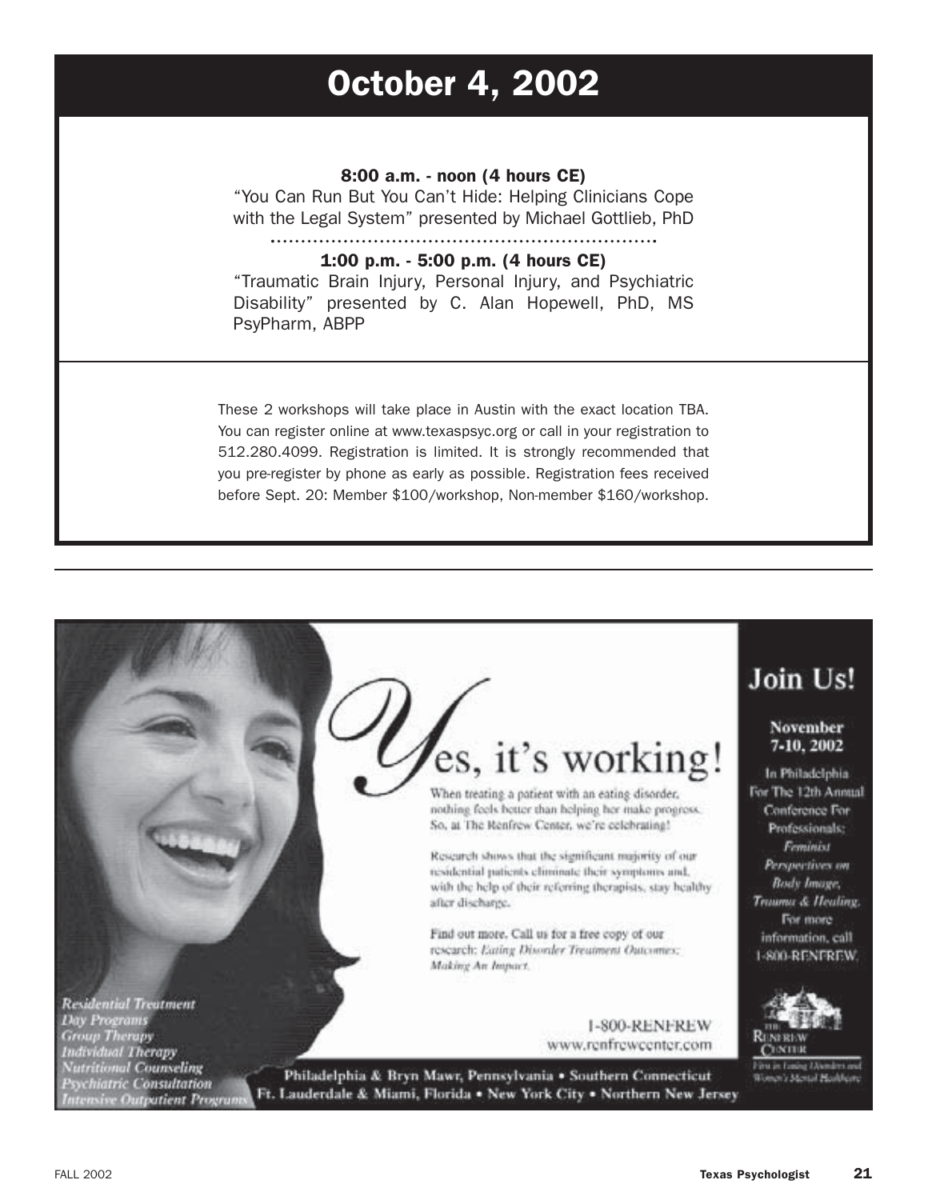# October 4, 2002

**8:00 a.m. - noon (4 hours CE)**

"You Can Run But You Can't Hide: Helping Clinicians Cope with the Legal System" presented by Michael Gottlieb, PhD

**1:00 p.m. - 5:00 p.m. (4 hours CE)**

"Traumatic Brain Injury, Personal Injury, and Psychiatric Disability" presented by C. Alan Hopewell, PhD, MS PsyPharm, ABPP

These 2 workshops will take place in Austin with the exact location TBA. You can register online at www.texaspsyc.org or call in your registration to 512.280.4099. Registration is limited. It is strongly recommended that you pre-register by phone as early as possible. Registration fees received before Sept. 20: Member $100/workshop, Non-member $160/workshop.

---

## Yes, it's working!

When treating a patient with an eating disorder, nothing feels better than helping her make progress. So, at The Renfrew Center, we're celebrating!

Research shows that the significant majority of our residential patients eliminate their symptoms and, with the help of their referring therapists, stay healthy after discharge.

Find out more. Call us for a free copy of our research: *Eating Disorder Treatment Outcomes: Making An Impact.*

1-800-RENFREW
www.renfrewcenter.com

*Residential Treatment*
*Day Programs*
*Group Therapy*
*Individual Therapy*
*Nutritional Counseling*
*Psychiatric Consultation*
*Intensive Outpatient Programs*

Philadelphia & Bryn Mawr, Pennsylvania • Southern Connecticut
Ft. Lauderdale & Miami, Florida • New York City • Northern New Jersey

## Join Us!

**November 7-10, 2002**

In Philadelphia For The 12th Annual Conference For Professionals: *Feminist Perspectives on Body Image, Trauma & Healing.* For more information, call 1-800-RENFREW.

The Renfrew Center
First in Eating Disorders and Women's Mental Healthcare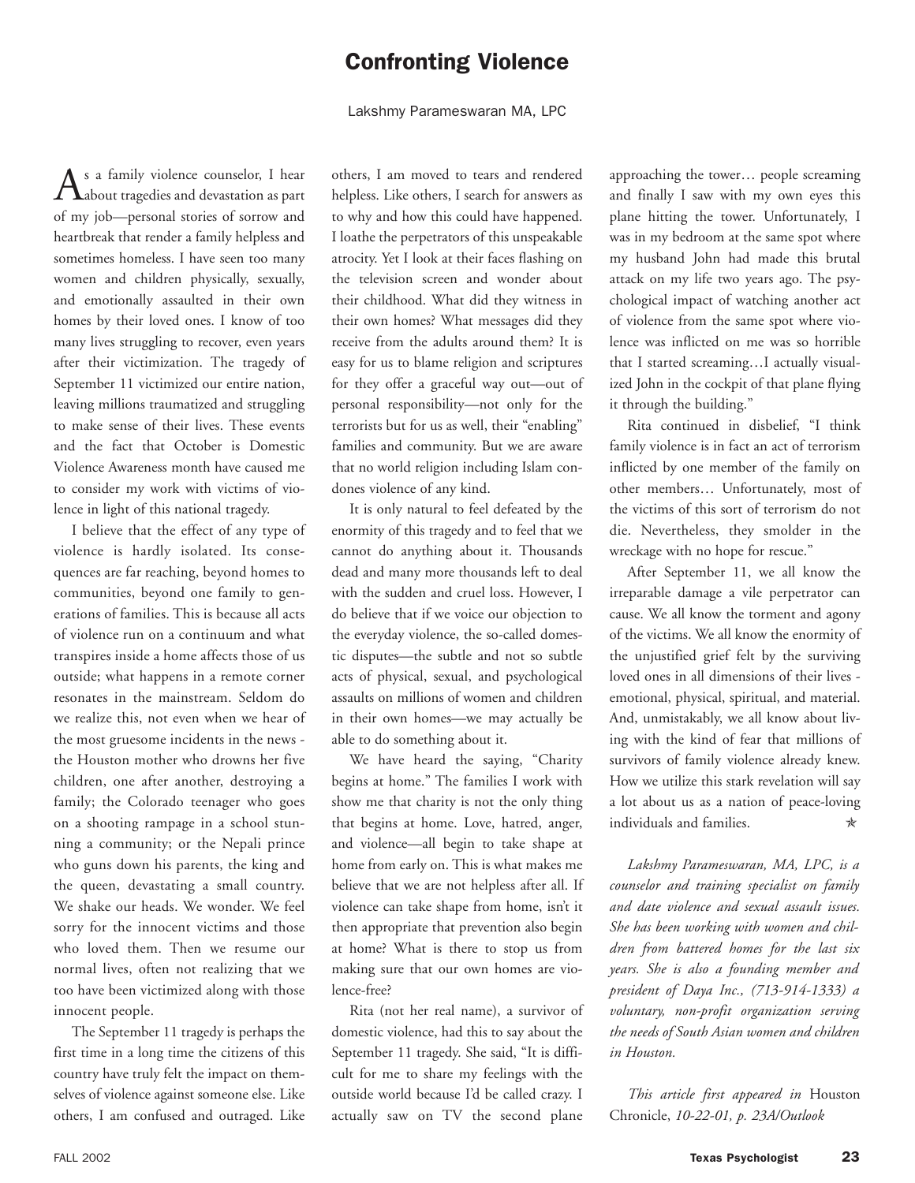# Confronting Violence

Lakshmy Parameswaran MA, LPC

As a family violence counselor, I hear about tragedies and devastation as part of my job—personal stories of sorrow and heartbreak that render a family helpless and sometimes homeless. I have seen too many women and children physically, sexually, and emotionally assaulted in their own homes by their loved ones. I know of too many lives struggling to recover, even years after their victimization. The tragedy of September 11 victimized our entire nation, leaving millions traumatized and struggling to make sense of their lives. These events and the fact that October is Domestic Violence Awareness month have caused me to consider my work with victims of violence in light of this national tragedy.

I believe that the effect of any type of violence is hardly isolated. Its consequences are far reaching, beyond homes to communities, beyond one family to generations of families. This is because all acts of violence run on a continuum and what transpires inside a home affects those of us outside; what happens in a remote corner resonates in the mainstream. Seldom do we realize this, not even when we hear of the most gruesome incidents in the news - the Houston mother who drowns her five children, one after another, destroying a family; the Colorado teenager who goes on a shooting rampage in a school stunning a community; or the Nepali prince who guns down his parents, the king and the queen, devastating a small country. We shake our heads. We wonder. We feel sorry for the innocent victims and those who loved them. Then we resume our normal lives, often not realizing that we too have been victimized along with those innocent people.

The September 11 tragedy is perhaps the first time in a long time the citizens of this country have truly felt the impact on themselves of violence against someone else. Like others, I am confused and outraged. Like others, I am moved to tears and rendered helpless. Like others, I search for answers as to why and how this could have happened. I loathe the perpetrators of this unspeakable atrocity. Yet I look at their faces flashing on the television screen and wonder about their childhood. What did they witness in their own homes? What messages did they receive from the adults around them? It is easy for us to blame religion and scriptures for they offer a graceful way out—out of personal responsibility—not only for the terrorists but for us as well, their "enabling" families and community. But we are aware that no world religion including Islam condones violence of any kind.

It is only natural to feel defeated by the enormity of this tragedy and to feel that we cannot do anything about it. Thousands dead and many more thousands left to deal with the sudden and cruel loss. However, I do believe that if we voice our objection to the everyday violence, the so-called domestic disputes—the subtle and not so subtle acts of physical, sexual, and psychological assaults on millions of women and children in their own homes—we may actually be able to do something about it.

We have heard the saying, "Charity begins at home." The families I work with show me that charity is not the only thing that begins at home. Love, hatred, anger, and violence—all begin to take shape at home from early on. This is what makes me believe that we are not helpless after all. If violence can take shape from home, isn't it then appropriate that prevention also begin at home? What is there to stop us from making sure that our own homes are violence-free?

Rita (not her real name), a survivor of domestic violence, had this to say about the September 11 tragedy. She said, "It is difficult for me to share my feelings with the outside world because I'd be called crazy. I actually saw on TV the second plane approaching the tower… people screaming and finally I saw with my own eyes this plane hitting the tower. Unfortunately, I was in my bedroom at the same spot where my husband John had made this brutal attack on my life two years ago. The psychological impact of watching another act of violence from the same spot where violence was inflicted on me was so horrible that I started screaming…I actually visualized John in the cockpit of that plane flying it through the building."

Rita continued in disbelief, "I think family violence is in fact an act of terrorism inflicted by one member of the family on other members… Unfortunately, most of the victims of this sort of terrorism do not die. Nevertheless, they smolder in the wreckage with no hope for rescue."

After September 11, we all know the irreparable damage a vile perpetrator can cause. We all know the torment and agony of the victims. We all know the enormity of the unjustified grief felt by the surviving loved ones in all dimensions of their lives - emotional, physical, spiritual, and material. And, unmistakably, we all know about living with the kind of fear that millions of survivors of family violence already knew. How we utilize this stark revelation will say a lot about us as a nation of peace-loving individuals and families. ✯

*Lakshmy Parameswaran, MA, LPC, is a counselor and training specialist on family and date violence and sexual assault issues. She has been working with women and children from battered homes for the last six years. She is also a founding member and president of Daya Inc., (713-914-1333) a voluntary, non-profit organization serving the needs of South Asian women and children in Houston.*

*This article first appeared in* Houston Chronicle, *10-22-01, p. 23A/Outlook*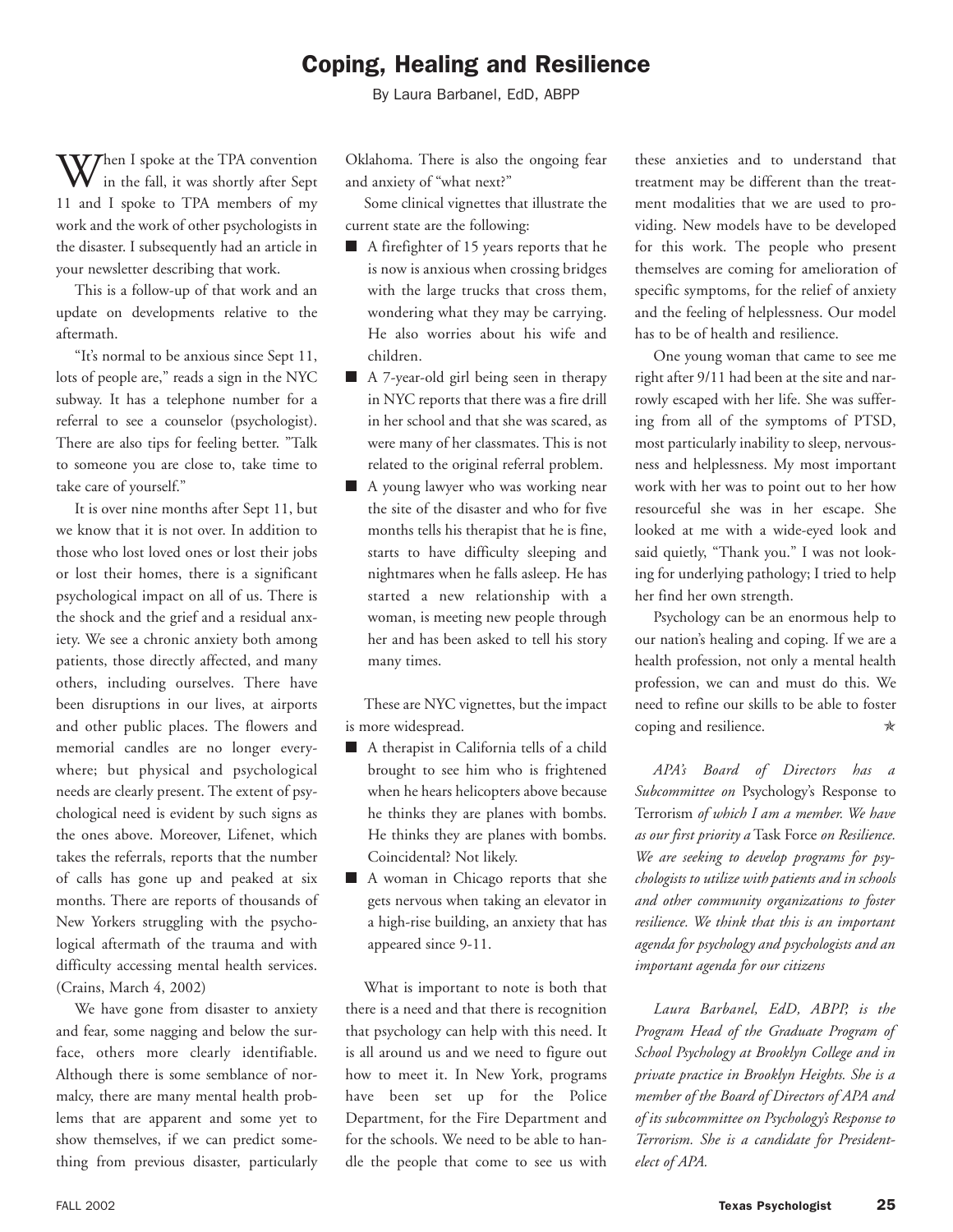# Coping, Healing and Resilience

By Laura Barbanel, EdD, ABPP

When I spoke at the TPA convention in the fall, it was shortly after Sept 11 and I spoke to TPA members of my work and the work of other psychologists in the disaster. I subsequently had an article in your newsletter describing that work.

This is a follow-up of that work and an update on developments relative to the aftermath.

"It's normal to be anxious since Sept 11, lots of people are," reads a sign in the NYC subway. It has a telephone number for a referral to see a counselor (psychologist). There are also tips for feeling better. "Talk to someone you are close to, take time to take care of yourself."

It is over nine months after Sept 11, but we know that it is not over. In addition to those who lost loved ones or lost their jobs or lost their homes, there is a significant psychological impact on all of us. There is the shock and the grief and a residual anxiety. We see a chronic anxiety both among patients, those directly affected, and many others, including ourselves. There have been disruptions in our lives, at airports and other public places. The flowers and memorial candles are no longer everywhere; but physical and psychological needs are clearly present. The extent of psychological need is evident by such signs as the ones above. Moreover, Lifenet, which takes the referrals, reports that the number of calls has gone up and peaked at six months. There are reports of thousands of New Yorkers struggling with the psychological aftermath of the trauma and with difficulty accessing mental health services. (Crains, March 4, 2002)

We have gone from disaster to anxiety and fear, some nagging and below the surface, others more clearly identifiable. Although there is some semblance of normalcy, there are many mental health problems that are apparent and some yet to show themselves, if we can predict something from previous disaster, particularly Oklahoma. There is also the ongoing fear and anxiety of "what next?"

Some clinical vignettes that illustrate the current state are the following:

- A firefighter of 15 years reports that he is now is anxious when crossing bridges with the large trucks that cross them, wondering what they may be carrying. He also worries about his wife and children.
- A 7-year-old girl being seen in therapy in NYC reports that there was a fire drill in her school and that she was scared, as were many of her classmates. This is not related to the original referral problem.
- A young lawyer who was working near the site of the disaster and who for five months tells his therapist that he is fine, starts to have difficulty sleeping and nightmares when he falls asleep. He has started a new relationship with a woman, is meeting new people through her and has been asked to tell his story many times.

These are NYC vignettes, but the impact is more widespread.

- A therapist in California tells of a child brought to see him who is frightened when he hears helicopters above because he thinks they are planes with bombs. He thinks they are planes with bombs. Coincidental? Not likely.
- A woman in Chicago reports that she gets nervous when taking an elevator in a high-rise building, an anxiety that has appeared since 9-11.

What is important to note is both that there is a need and that there is recognition that psychology can help with this need. It is all around us and we need to figure out how to meet it. In New York, programs have been set up for the Police Department, for the Fire Department and for the schools. We need to be able to handle the people that come to see us with these anxieties and to understand that treatment may be different than the treatment modalities that we are used to providing. New models have to be developed for this work. The people who present themselves are coming for amelioration of specific symptoms, for the relief of anxiety and the feeling of helplessness. Our model has to be of health and resilience.

One young woman that came to see me right after 9/11 had been at the site and narrowly escaped with her life. She was suffering from all of the symptoms of PTSD, most particularly inability to sleep, nervousness and helplessness. My most important work with her was to point out to her how resourceful she was in her escape. She looked at me with a wide-eyed look and said quietly, "Thank you." I was not looking for underlying pathology; I tried to help her find her own strength.

Psychology can be an enormous help to our nation's healing and coping. If we are a health profession, not only a mental health profession, we can and must do this. We need to refine our skills to be able to foster coping and resilience.

*APA's Board of Directors has a Subcommittee on* Psychology's Response to Terrorism *of which I am a member. We have as our first priority a* Task Force *on Resilience. We are seeking to develop programs for psychologists to utilize with patients and in schools and other community organizations to foster resilience. We think that this is an important agenda for psychology and psychologists and an important agenda for our citizens*

*Laura Barbanel, EdD, ABPP, is the Program Head of the Graduate Program of School Psychology at Brooklyn College and in private practice in Brooklyn Heights. She is a member of the Board of Directors of APA and of its subcommittee on Psychology's Response to Terrorism. She is a candidate for President-elect of APA.*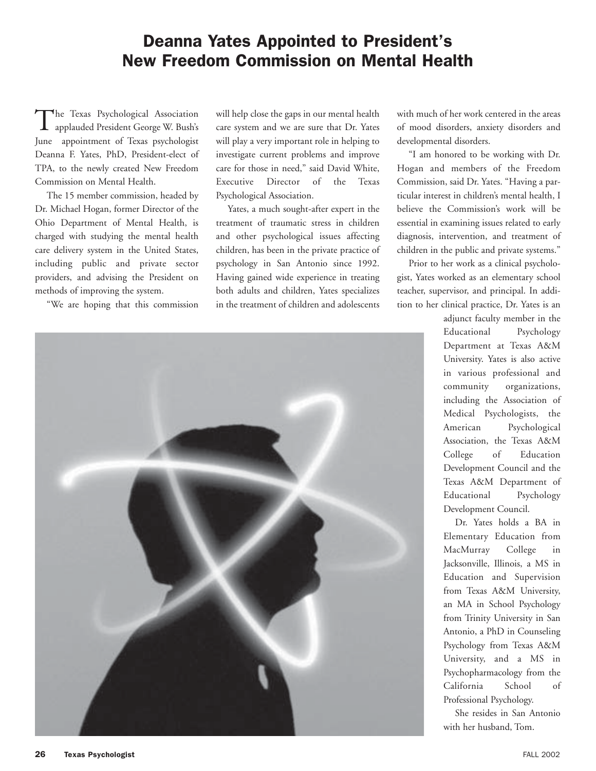# Deanna Yates Appointed to President's New Freedom Commission on Mental Health

The Texas Psychological Association applauded President George W. Bush's June appointment of Texas psychologist Deanna F. Yates, PhD, President-elect of TPA, to the newly created New Freedom Commission on Mental Health.

The 15 member commission, headed by Dr. Michael Hogan, former Director of the Ohio Department of Mental Health, is charged with studying the mental health care delivery system in the United States, including public and private sector providers, and advising the President on methods of improving the system.

"We are hoping that this commission will help close the gaps in our mental health care system and we are sure that Dr. Yates will play a very important role in helping to investigate current problems and improve care for those in need," said David White, Executive Director of the Texas Psychological Association.

Yates, a much sought-after expert in the treatment of traumatic stress in children and other psychological issues affecting children, has been in the private practice of psychology in San Antonio since 1992. Having gained wide experience in treating both adults and children, Yates specializes in the treatment of children and adolescents with much of her work centered in the areas of mood disorders, anxiety disorders and developmental disorders.

"I am honored to be working with Dr. Hogan and members of the Freedom Commission, said Dr. Yates. "Having a particular interest in children's mental health, I believe the Commission's work will be essential in examining issues related to early diagnosis, intervention, and treatment of children in the public and private systems."

Prior to her work as a clinical psychologist, Yates worked as an elementary school teacher, supervisor, and principal. In addition to her clinical practice, Dr. Yates is an adjunct faculty member in the Educational Psychology Department at Texas A&M University. Yates is also active in various professional and community organizations, including the Association of Medical Psychologists, the American Psychological Association, the Texas A&M College of Education Development Council and the Texas A&M Department of Educational Psychology Development Council.

Dr. Yates holds a BA in Elementary Education from MacMurray College in Jacksonville, Illinois, a MS in Education and Supervision from Texas A&M University, an MA in School Psychology from Trinity University in San Antonio, a PhD in Counseling Psychology from Texas A&M University, and a MS in Psychopharmacology from the California School of Professional Psychology.

She resides in San Antonio with her husband, Tom.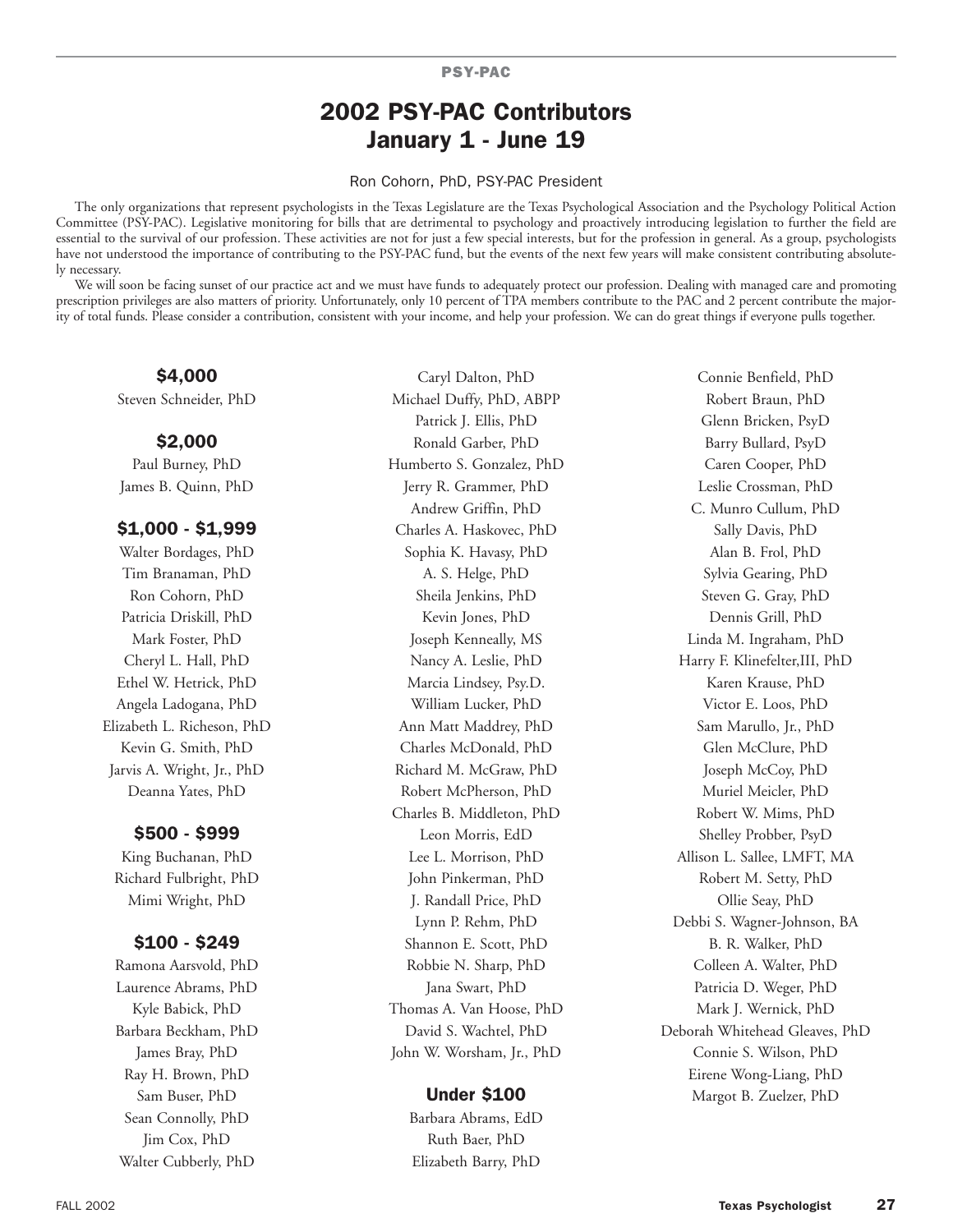PSY-PAC

# 2002 PSY-PAC Contributors January 1 - June 19

Ron Cohorn, PhD, PSY-PAC President

The only organizations that represent psychologists in the Texas Legislature are the Texas Psychological Association and the Psychology Political Action Committee (PSY-PAC). Legislative monitoring for bills that are detrimental to psychology and proactively introducing legislation to further the field are essential to the survival of our profession. These activities are not for just a few special interests, but for the profession in general. As a group, psychologists have not understood the importance of contributing to the PSY-PAC fund, but the events of the next few years will make consistent contributing absolutely necessary.

We will soon be facing sunset of our practice act and we must have funds to adequately protect our profession. Dealing with managed care and promoting prescription privileges are also matters of priority. Unfortunately, only 10 percent of TPA members contribute to the PAC and 2 percent contribute the majority of total funds. Please consider a contribution, consistent with your income, and help your profession. We can do great things if everyone pulls together.

### $4,000

Steven Schneider, PhD

### $2,000

Paul Burney, PhD
James B. Quinn, PhD

### $1,000 - $1,999

Walter Bordages, PhD
Tim Branaman, PhD
Ron Cohorn, PhD
Patricia Driskill, PhD
Mark Foster, PhD
Cheryl L. Hall, PhD
Ethel W. Hetrick, PhD
Angela Ladogana, PhD
Elizabeth L. Richeson, PhD
Kevin G. Smith, PhD
Jarvis A. Wright, Jr., PhD
Deanna Yates, PhD

### $500 - $999

King Buchanan, PhD
Richard Fulbright, PhD
Mimi Wright, PhD

### $100 - $249

Ramona Aarsvold, PhD
Laurence Abrams, PhD
Kyle Babick, PhD
Barbara Beckham, PhD
James Bray, PhD
Ray H. Brown, PhD
Sam Buser, PhD
Sean Connolly, PhD
Jim Cox, PhD
Walter Cubberly, PhD
Caryl Dalton, PhD
Michael Duffy, PhD, ABPP
Patrick J. Ellis, PhD
Ronald Garber, PhD
Humberto S. Gonzalez, PhD
Jerry R. Grammer, PhD
Andrew Griffin, PhD
Charles A. Haskovec, PhD
Sophia K. Havasy, PhD
A. S. Helge, PhD
Sheila Jenkins, PhD
Kevin Jones, PhD
Joseph Kenneally, MS
Nancy A. Leslie, PhD
Marcia Lindsey, Psy.D.
William Lucker, PhD
Ann Matt Maddrey, PhD
Charles McDonald, PhD
Richard M. McGraw, PhD
Robert McPherson, PhD
Charles B. Middleton, PhD
Leon Morris, EdD
Lee L. Morrison, PhD
John Pinkerman, PhD
J. Randall Price, PhD
Lynn P. Rehm, PhD
Shannon E. Scott, PhD
Robbie N. Sharp, PhD
Jana Swart, PhD
Thomas A. Van Hoose, PhD
David S. Wachtel, PhD
John W. Worsham, Jr., PhD

### Under $100

Barbara Abrams, EdD
Ruth Baer, PhD
Elizabeth Barry, PhD
Connie Benfield, PhD
Robert Braun, PhD
Glenn Bricken, PsyD
Barry Bullard, PsyD
Caren Cooper, PhD
Leslie Crossman, PhD
C. Munro Cullum, PhD
Sally Davis, PhD
Alan B. Frol, PhD
Sylvia Gearing, PhD
Steven G. Gray, PhD
Dennis Grill, PhD
Linda M. Ingraham, PhD
Harry F. Klinefelter,III, PhD
Karen Krause, PhD
Victor E. Loos, PhD
Sam Marullo, Jr., PhD
Glen McClure, PhD
Joseph McCoy, PhD
Muriel Meicler, PhD
Robert W. Mims, PhD
Shelley Probber, PsyD
Allison L. Sallee, LMFT, MA
Robert M. Setty, PhD
Ollie Seay, PhD
Debbi S. Wagner-Johnson, BA
B. R. Walker, PhD
Colleen A. Walter, PhD
Patricia D. Weger, PhD
Mark J. Wernick, PhD
Deborah Whitehead Gleaves, PhD
Connie S. Wilson, PhD
Eirene Wong-Liang, PhD
Margot B. Zuelzer, PhD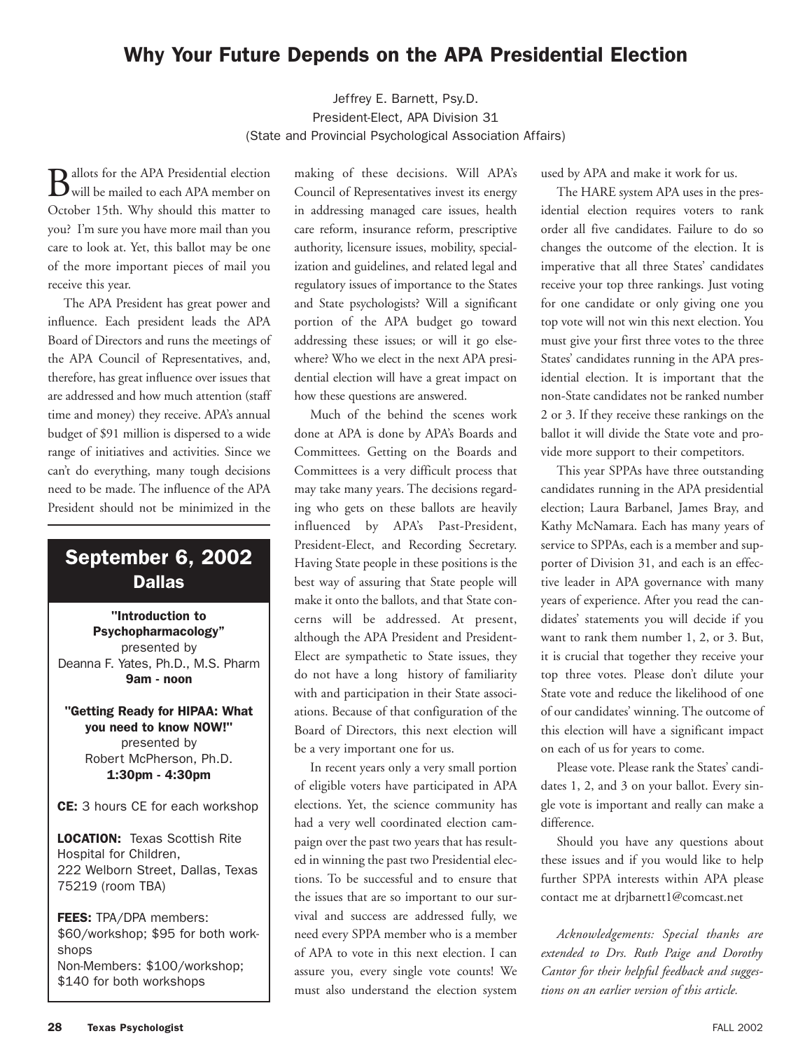# Why Your Future Depends on the APA Presidential Election

Jeffrey E. Barnett, Psy.D.
President-Elect, APA Division 31
(State and Provincial Psychological Association Affairs)

Ballots for the APA Presidential election will be mailed to each APA member on October 15th. Why should this matter to you? I'm sure you have more mail than you care to look at. Yet, this ballot may be one of the more important pieces of mail you receive this year.

The APA President has great power and influence. Each president leads the APA Board of Directors and runs the meetings of the APA Council of Representatives, and, therefore, has great influence over issues that are addressed and how much attention (staff time and money) they receive. APA's annual budget of $91 million is dispersed to a wide range of initiatives and activities. Since we can't do everything, many tough decisions need to be made. The influence of the APA President should not be minimized in the making of these decisions. Will APA's Council of Representatives invest its energy in addressing managed care issues, health care reform, insurance reform, prescriptive authority, licensure issues, mobility, specialization and guidelines, and related legal and regulatory issues of importance to the States and State psychologists? Will a significant portion of the APA budget go toward addressing these issues; or will it go elsewhere? Who we elect in the next APA presidential election will have a great impact on how these questions are answered.

Much of the behind the scenes work done at APA is done by APA's Boards and Committees. Getting on the Boards and Committees is a very difficult process that may take many years. The decisions regarding who gets on these ballots are heavily influenced by APA's Past-President, President-Elect, and Recording Secretary. Having State people in these positions is the best way of assuring that State people will make it onto the ballots, and that State concerns will be addressed. At present, although the APA President and President-Elect are sympathetic to State issues, they do not have a long history of familiarity with and participation in their State associations. Because of that configuration of the Board of Directors, this next election will be a very important one for us.

In recent years only a very small portion of eligible voters have participated in APA elections. Yet, the science community has had a very well coordinated election campaign over the past two years that has resulted in winning the past two Presidential elections. To be successful and to ensure that the issues that are so important to our survival and success are addressed fully, we need every SPPA member who is a member of APA to vote in this next election. I can assure you, every single vote counts! We must also understand the election system used by APA and make it work for us.

The HARE system APA uses in the presidential election requires voters to rank order all five candidates. Failure to do so changes the outcome of the election. It is imperative that all three States' candidates receive your top three rankings. Just voting for one candidate or only giving one you top vote will not win this next election. You must give your first three votes to the three States' candidates running in the APA presidential election. It is important that the non-State candidates not be ranked number 2 or 3. If they receive these rankings on the ballot it will divide the State vote and provide more support to their competitors.

This year SPPAs have three outstanding candidates running in the APA presidential election; Laura Barbanel, James Bray, and Kathy McNamara. Each has many years of service to SPPAs, each is a member and supporter of Division 31, and each is an effective leader in APA governance with many years of experience. After you read the candidates' statements you will decide if you want to rank them number 1, 2, or 3. But, it is crucial that together they receive your top three votes. Please don't dilute your State vote and reduce the likelihood of one of our candidates' winning. The outcome of this election will have a significant impact on each of us for years to come.

Please vote. Please rank the States' candidates 1, 2, and 3 on your ballot. Every single vote is important and really can make a difference.

Should you have any questions about these issues and if you would like to help further SPPA interests within APA please contact me at drjbarnett1@comcast.net

*Acknowledgements: Special thanks are extended to Drs. Ruth Paige and Dorothy Cantor for their helpful feedback and suggestions on an earlier version of this article.*

---

## September 6, 2002
### Dallas

**"Introduction to Psychopharmacology"**
presented by
Deanna F. Yates, Ph.D., M.S. Pharm
**9am - noon**

**"Getting Ready for HIPAA: What you need to know NOW!"**
presented by
Robert McPherson, Ph.D.
**1:30pm - 4:30pm**

**CE:** 3 hours CE for each workshop

**LOCATION:** Texas Scottish Rite Hospital for Children,
222 Welborn Street, Dallas, Texas 75219 (room TBA)

**FEES:** TPA/DPA members: $60/workshop; $95 for both workshops
Non-Members: $100/workshop; $140 for both workshops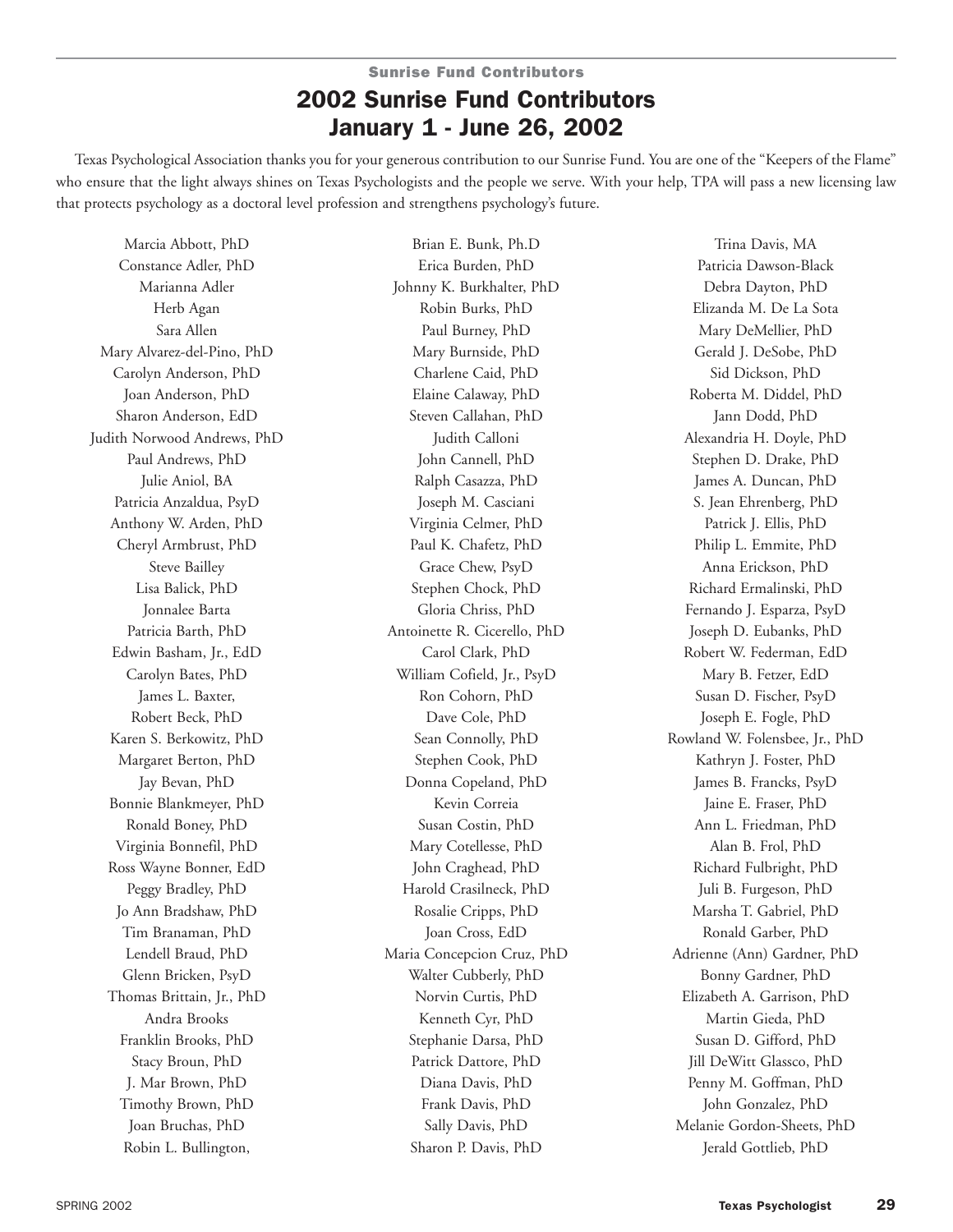## Sunrise Fund Contributors

# 2002 Sunrise Fund Contributors
# January 1 - June 26, 2002

Texas Psychological Association thanks you for your generous contribution to our Sunrise Fund. You are one of the "Keepers of the Flame" who ensure that the light always shines on Texas Psychologists and the people we serve. With your help, TPA will pass a new licensing law that protects psychology as a doctoral level profession and strengthens psychology's future.

Marcia Abbott, PhD
Constance Adler, PhD
Marianna Adler
Herb Agan
Sara Allen
Mary Alvarez-del-Pino, PhD
Carolyn Anderson, PhD
Joan Anderson, PhD
Sharon Anderson, EdD
Judith Norwood Andrews, PhD
Paul Andrews, PhD
Julie Aniol, BA
Patricia Anzaldua, PsyD
Anthony W. Arden, PhD
Cheryl Armbrust, PhD
Steve Bailley
Lisa Balick, PhD
Jonnalee Barta
Patricia Barth, PhD
Edwin Basham, Jr., EdD
Carolyn Bates, PhD
James L. Baxter,
Robert Beck, PhD
Karen S. Berkowitz, PhD
Margaret Berton, PhD
Jay Bevan, PhD
Bonnie Blankmeyer, PhD
Ronald Boney, PhD
Virginia Bonnefil, PhD
Ross Wayne Bonner, EdD
Peggy Bradley, PhD
Jo Ann Bradshaw, PhD
Tim Branaman, PhD
Lendell Braud, PhD
Glenn Bricken, PsyD
Thomas Brittain, Jr., PhD
Andra Brooks
Franklin Brooks, PhD
Stacy Broun, PhD
J. Mar Brown, PhD
Timothy Brown, PhD
Joan Bruchas, PhD
Robin L. Bullington,
Brian E. Bunk, Ph.D
Erica Burden, PhD
Johnny K. Burkhalter, PhD
Robin Burks, PhD
Paul Burney, PhD
Mary Burnside, PhD
Charlene Caid, PhD
Elaine Calaway, PhD
Steven Callahan, PhD
Judith Calloni
John Cannell, PhD
Ralph Casazza, PhD
Joseph M. Casciani
Virginia Celmer, PhD
Paul K. Chafetz, PhD
Grace Chew, PsyD
Stephen Chock, PhD
Gloria Chriss, PhD
Antoinette R. Cicerello, PhD
Carol Clark, PhD
William Cofield, Jr., PsyD
Ron Cohorn, PhD
Dave Cole, PhD
Sean Connolly, PhD
Stephen Cook, PhD
Donna Copeland, PhD
Kevin Correia
Susan Costin, PhD
Mary Cotellesse, PhD
John Craghead, PhD
Harold Crasilneck, PhD
Rosalie Cripps, PhD
Joan Cross, EdD
Maria Concepcion Cruz, PhD
Walter Cubberly, PhD
Norvin Curtis, PhD
Kenneth Cyr, PhD
Stephanie Darsa, PhD
Patrick Dattore, PhD
Diana Davis, PhD
Frank Davis, PhD
Sally Davis, PhD
Sharon P. Davis, PhD
Trina Davis, MA
Patricia Dawson-Black
Debra Dayton, PhD
Elizanda M. De La Sota
Mary DeMellier, PhD
Gerald J. DeSobe, PhD
Sid Dickson, PhD
Roberta M. Diddel, PhD
Jann Dodd, PhD
Alexandria H. Doyle, PhD
Stephen D. Drake, PhD
James A. Duncan, PhD
S. Jean Ehrenberg, PhD
Patrick J. Ellis, PhD
Philip L. Emmite, PhD
Anna Erickson, PhD
Richard Ermalinski, PhD
Fernando J. Esparza, PsyD
Joseph D. Eubanks, PhD
Robert W. Federman, EdD
Mary B. Fetzer, EdD
Susan D. Fischer, PsyD
Joseph E. Fogle, PhD
Rowland W. Folensbee, Jr., PhD
Kathryn J. Foster, PhD
James B. Francks, PsyD
Jaine E. Fraser, PhD
Ann L. Friedman, PhD
Alan B. Frol, PhD
Richard Fulbright, PhD
Juli B. Furgeson, PhD
Marsha T. Gabriel, PhD
Ronald Garber, PhD
Adrienne (Ann) Gardner, PhD
Bonny Gardner, PhD
Elizabeth A. Garrison, PhD
Martin Gieda, PhD
Susan D. Gifford, PhD
Jill DeWitt Glassco, PhD
Penny M. Goffman, PhD
John Gonzalez, PhD
Melanie Gordon-Sheets, PhD
Jerald Gottlieb, PhD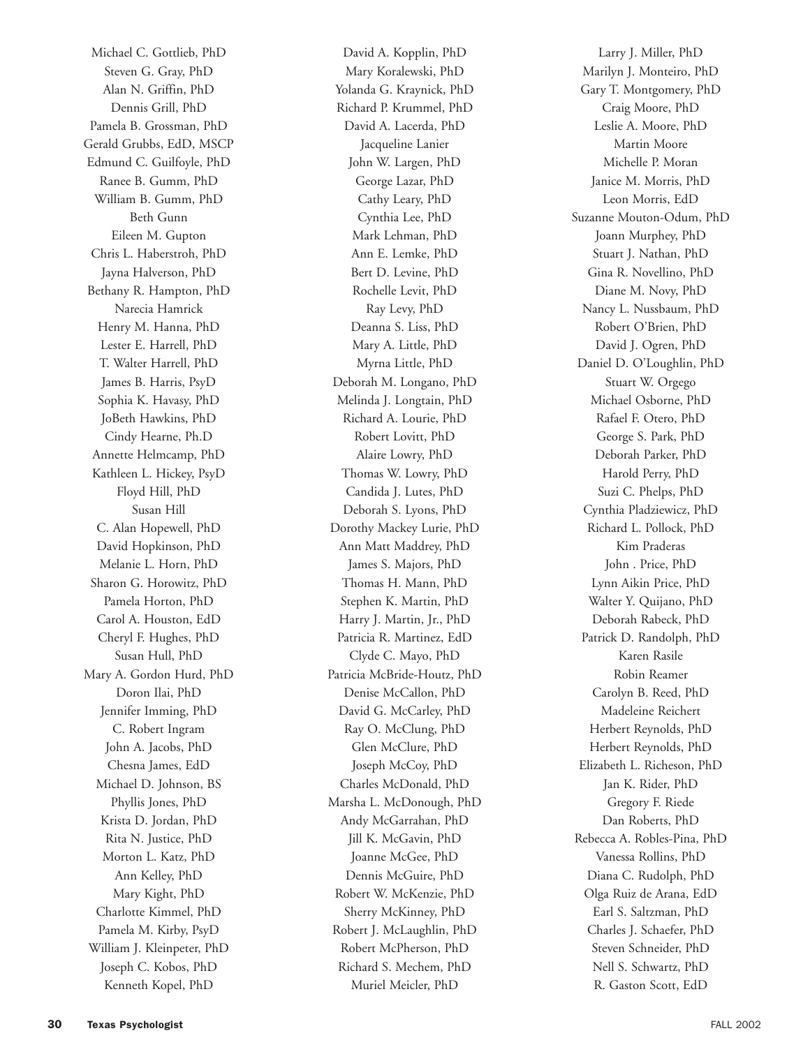Michael C. Gottlieb, PhD
Steven G. Gray, PhD
Alan N. Griffin, PhD
Dennis Grill, PhD
Pamela B. Grossman, PhD
Gerald Grubbs, EdD, MSCP
Edmund C. Guilfoyle, PhD
Ranee B. Gumm, PhD
William B. Gumm, PhD
Beth Gunn
Eileen M. Gupton
Chris L. Haberstroh, PhD
Jayna Halverson, PhD
Bethany R. Hampton, PhD
Narecia Hamrick
Henry M. Hanna, PhD
Lester E. Harrell, PhD
T. Walter Harrell, PhD
James B. Harris, PsyD
Sophia K. Havasy, PhD
JoBeth Hawkins, PhD
Cindy Hearne, Ph.D
Annette Helmcamp, PhD
Kathleen L. Hickey, PsyD
Floyd Hill, PhD
Susan Hill
C. Alan Hopewell, PhD
David Hopkinson, PhD
Melanie L. Horn, PhD
Sharon G. Horowitz, PhD
Pamela Horton, PhD
Carol A. Houston, EdD
Cheryl F. Hughes, PhD
Susan Hull, PhD
Mary A. Gordon Hurd, PhD
Doron Ilai, PhD
Jennifer Imming, PhD
C. Robert Ingram
John A. Jacobs, PhD
Chesna James, EdD
Michael D. Johnson, BS
Phyllis Jones, PhD
Krista D. Jordan, PhD
Rita N. Justice, PhD
Morton L. Katz, PhD
Ann Kelley, PhD
Mary Kight, PhD
Charlotte Kimmel, PhD
Pamela M. Kirby, PsyD
William J. Kleinpeter, PhD
Joseph C. Kobos, PhD
Kenneth Kopel, PhD

David A. Kopplin, PhD
Mary Koralewski, PhD
Yolanda G. Kraynick, PhD
Richard P. Krummel, PhD
David A. Lacerda, PhD
Jacqueline Lanier
John W. Largen, PhD
George Lazar, PhD
Cathy Leary, PhD
Cynthia Lee, PhD
Mark Lehman, PhD
Ann E. Lemke, PhD
Bert D. Levine, PhD
Rochelle Levit, PhD
Ray Levy, PhD
Deanna S. Liss, PhD
Mary A. Little, PhD
Myrna Little, PhD
Deborah M. Longano, PhD
Melinda J. Longtain, PhD
Richard A. Lourie, PhD
Robert Lovitt, PhD
Alaire Lowry, PhD
Thomas W. Lowry, PhD
Candida J. Lutes, PhD
Deborah S. Lyons, PhD
Dorothy Mackey Lurie, PhD
Ann Matt Maddrey, PhD
James S. Majors, PhD
Thomas H. Mann, PhD
Stephen K. Martin, PhD
Harry J. Martin, Jr., PhD
Patricia R. Martinez, EdD
Clyde C. Mayo, PhD
Patricia McBride-Houtz, PhD
Denise McCallon, PhD
David G. McCarley, PhD
Ray O. McClung, PhD
Glen McClure, PhD
Joseph McCoy, PhD
Charles McDonald, PhD
Marsha L. McDonough, PhD
Andy McGarrahan, PhD
Jill K. McGavin, PhD
Joanne McGee, PhD
Dennis McGuire, PhD
Robert W. McKenzie, PhD
Sherry McKinney, PhD
Robert J. McLaughlin, PhD
Robert McPherson, PhD
Richard S. Mechem, PhD
Muriel Meicler, PhD

Larry J. Miller, PhD
Marilyn J. Monteiro, PhD
Gary T. Montgomery, PhD
Craig Moore, PhD
Leslie A. Moore, PhD
Martin Moore
Michelle P. Moran
Janice M. Morris, PhD
Leon Morris, EdD
Suzanne Mouton-Odum, PhD
Joann Murphey, PhD
Stuart J. Nathan, PhD
Gina R. Novellino, PhD
Diane M. Novy, PhD
Nancy L. Nussbaum, PhD
Robert O'Brien, PhD
David J. Ogren, PhD
Daniel D. O'Loughlin, PhD
Stuart W. Orgego
Michael Osborne, PhD
Rafael F. Otero, PhD
George S. Park, PhD
Deborah Parker, PhD
Harold Perry, PhD
Suzi C. Phelps, PhD
Cynthia Pladziewicz, PhD
Richard L. Pollock, PhD
Kim Praderas
John . Price, PhD
Lynn Aikin Price, PhD
Walter Y. Quijano, PhD
Deborah Rabeck, PhD
Patrick D. Randolph, PhD
Karen Rasile
Robin Reamer
Carolyn B. Reed, PhD
Madeleine Reichert
Herbert Reynolds, PhD
Herbert Reynolds, PhD
Elizabeth L. Richeson, PhD
Jan K. Rider, PhD
Gregory F. Riede
Dan Roberts, PhD
Rebecca A. Robles-Pina, PhD
Vanessa Rollins, PhD
Diana C. Rudolph, PhD
Olga Ruiz de Arana, EdD
Earl S. Saltzman, PhD
Charles J. Schaefer, PhD
Steven Schneider, PhD
Nell S. Schwartz, PhD
R. Gaston Scott, EdD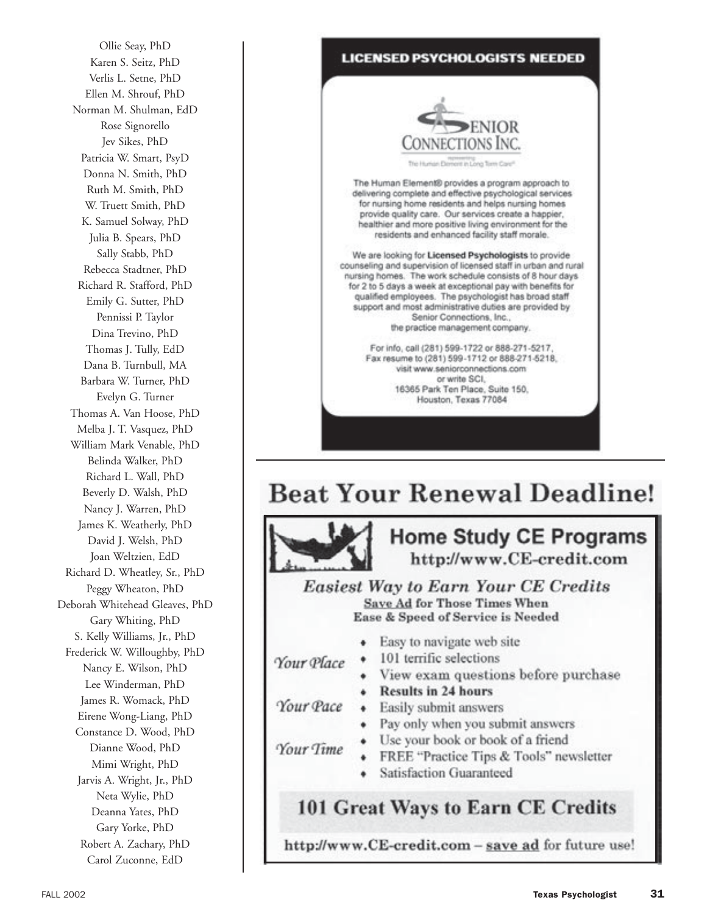Ollie Seay, PhD
Karen S. Seitz, PhD
Verlis L. Setne, PhD
Ellen M. Shrouf, PhD
Norman M. Shulman, EdD
Rose Signorello
Jev Sikes, PhD
Patricia W. Smart, PsyD
Donna N. Smith, PhD
Ruth M. Smith, PhD
W. Truett Smith, PhD
K. Samuel Solway, PhD
Julia B. Spears, PhD
Sally Stabb, PhD
Rebecca Stadtner, PhD
Richard R. Stafford, PhD
Emily G. Sutter, PhD
Pennissi P. Taylor
Dina Trevino, PhD
Thomas J. Tully, EdD
Dana B. Turnbull, MA
Barbara W. Turner, PhD
Evelyn G. Turner
Thomas A. Van Hoose, PhD
Melba J. T. Vasquez, PhD
William Mark Venable, PhD
Belinda Walker, PhD
Richard L. Wall, PhD
Beverly D. Walsh, PhD
Nancy J. Warren, PhD
James K. Weatherly, PhD
David J. Welsh, PhD
Joan Weltzien, EdD
Richard D. Wheatley, Sr., PhD
Peggy Wheaton, PhD
Deborah Whitehead Gleaves, PhD
Gary Whiting, PhD
S. Kelly Williams, Jr., PhD
Frederick W. Willoughby, PhD
Nancy E. Wilson, PhD
Lee Winderman, PhD
James R. Womack, PhD
Eirene Wong-Liang, PhD
Constance D. Wood, PhD
Dianne Wood, PhD
Mimi Wright, PhD
Jarvis A. Wright, Jr., PhD
Neta Wylie, PhD
Deanna Yates, PhD
Gary Yorke, PhD
Robert A. Zachary, PhD
Carol Zuconne, EdD

**LICENSED PSYCHOLOGISTS NEEDED**

SENIOR CONNECTIONS INC.

representing The Human Element in Long Term Care®

The Human Element® provides a program approach to delivering complete and effective psychological services for nursing home residents and helps nursing homes provide quality care. Our services create a happier, healthier and more positive living environment for the residents and enhanced facility staff morale.

We are looking for **Licensed Psychologists** to provide counseling and supervision of licensed staff in urban and rural nursing homes. The work schedule consists of 8 hour days for 2 to 5 days a week at exceptional pay with benefits for qualified employees. The psychologist has broad staff support and most administrative duties are provided by Senior Connections, Inc., the practice management company.

For info, call (281) 599-1722 or 888-271-5217,
Fax resume to (281) 599-1712 or 888-271-5218,
visit www.seniorconnections.com
or write SCI,
16365 Park Ten Place, Suite 150,
Houston, Texas 77084

# Beat Your Renewal Deadline!

## Home Study CE Programs

http://www.CE-credit.com

### *Easiest Way to Earn Your CE Credits*

**Save Ad for Those Times When Ease & Speed of Service is Needed**

*Your Place*
- Easy to navigate web site
- 101 terrific selections
- View exam questions before purchase

*Your Pace*
- **Results in 24 hours**
- Easily submit answers
- Pay only when you submit answers

*Your Time*
- Use your book or book of a friend
- FREE "Practice Tips & Tools" newsletter
- Satisfaction Guaranteed

## 101 Great Ways to Earn CE Credits

http://www.CE-credit.com – save ad for future use!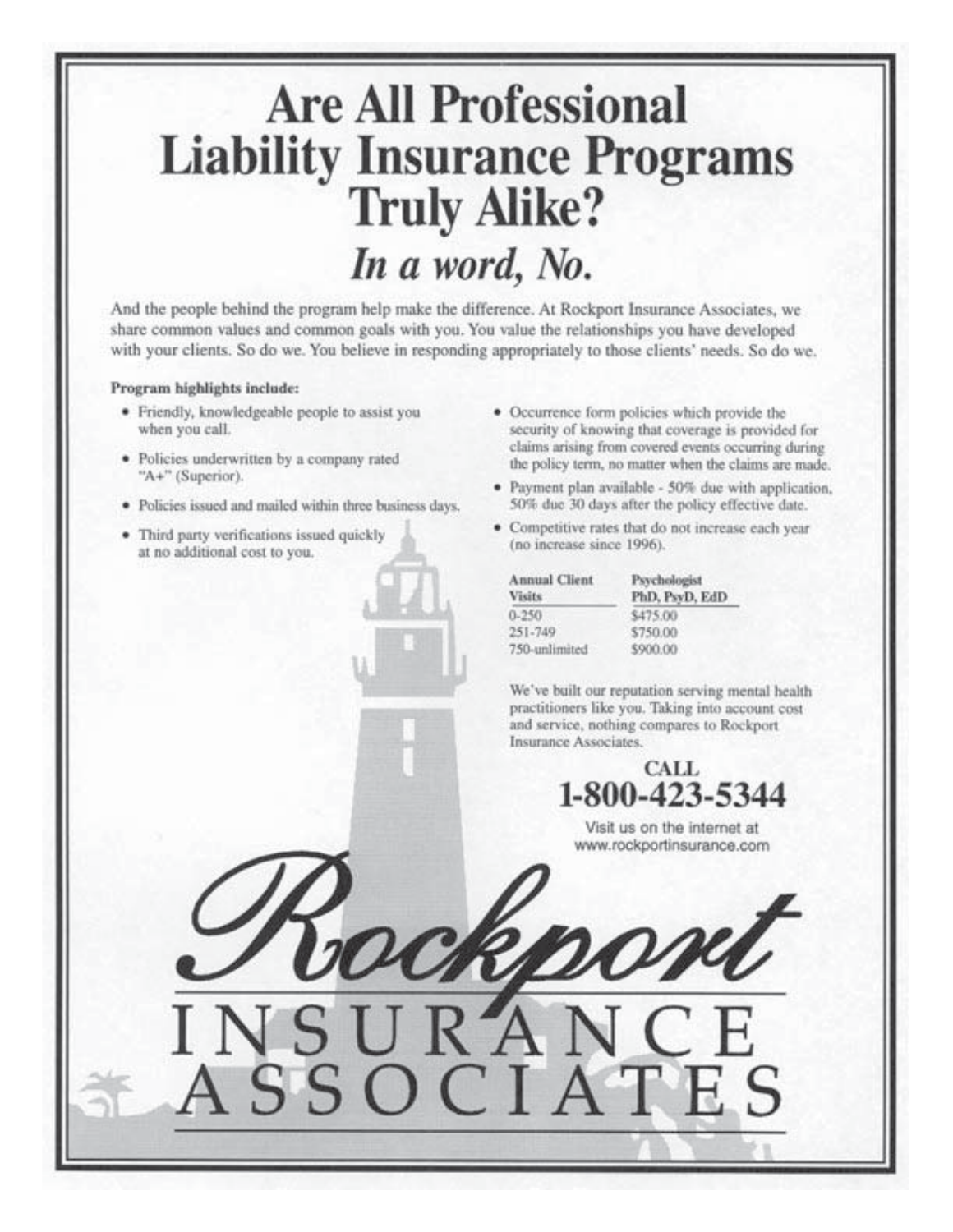# Are All Professional Liability Insurance Programs Truly Alike?

## *In a word, No.*

And the people behind the program help make the difference. At Rockport Insurance Associates, we share common values and common goals with you. You value the relationships you have developed with your clients. So do we. You believe in responding appropriately to those clients' needs. So do we.

**Program highlights include:**

- Friendly, knowledgeable people to assist you when you call.
- Policies underwritten by a company rated "A+" (Superior).
- Policies issued and mailed within three business days.
- Third party verifications issued quickly at no additional cost to you.
- Occurrence form policies which provide the security of knowing that coverage is provided for claims arising from covered events occurring during the policy term, no matter when the claims are made.
- Payment plan available - 50% due with application, 50% due 30 days after the policy effective date.
- Competitive rates that do not increase each year (no increase since 1996).

| Annual Client Visits | Psychologist PhD, PsyD, EdD |
|---|---|
| 0-250 | $475.00 |
| 251-749 | $750.00 |
| 750-unlimited | $900.00 |

We've built our reputation serving mental health practitioners like you. Taking into account cost and service, nothing compares to Rockport Insurance Associates.

**CALL**
**1-800-423-5344**

Visit us on the internet at www.rockportinsurance.com

*Rockport*
INSURANCE ASSOCIATES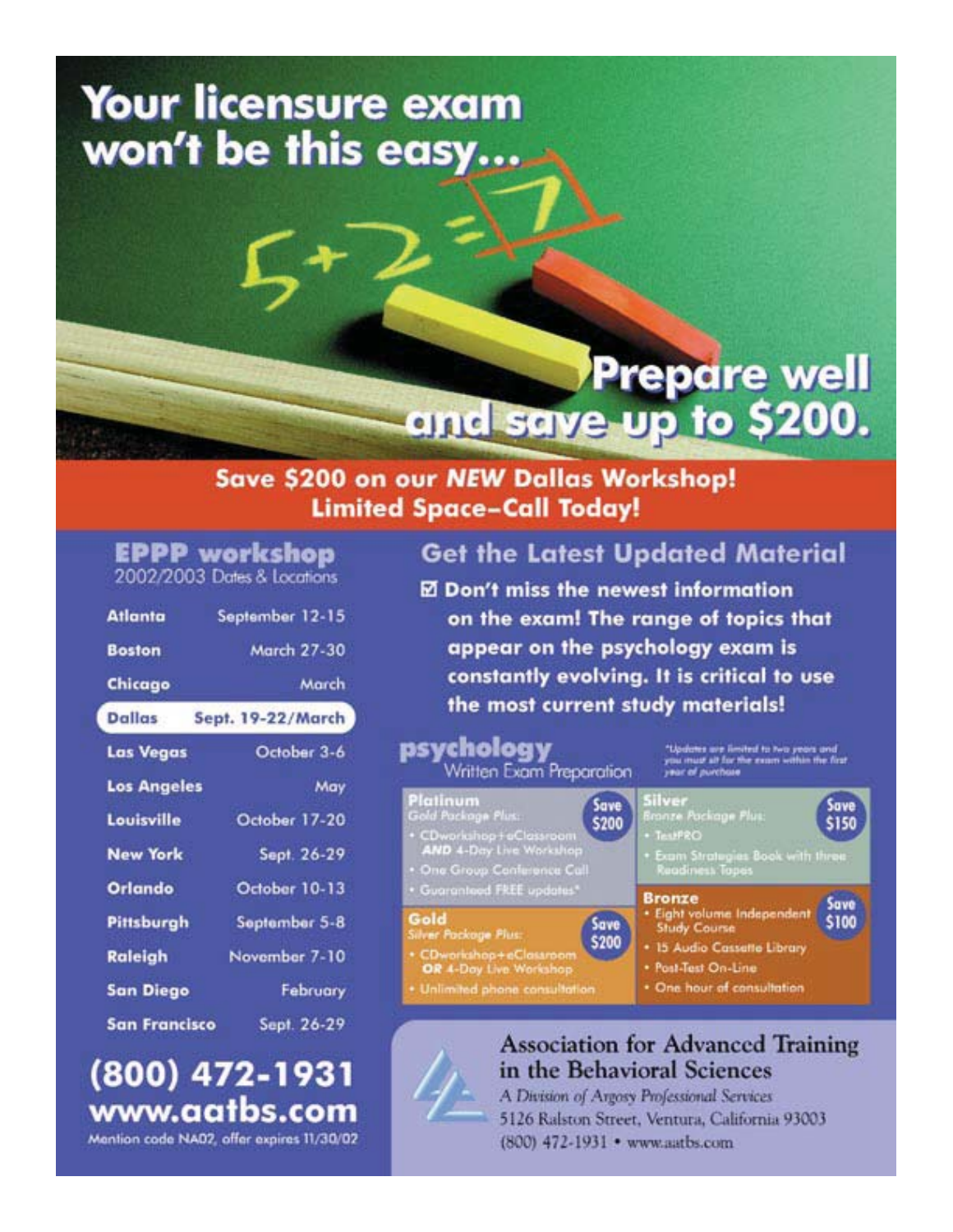# Your licensure exam won't be this easy...

5+2=7

## Prepare well and save up to $200.

**Save $200 on our *NEW* Dallas Workshop! Limited Space–Call Today!**

## EPPP workshop

2002/2003 Dates & Locations

| | |
|---|---|
| Atlanta | September 12-15 |
| Boston | March 27-30 |
| Chicago | March |
| **Dallas** | **Sept. 19-22/March** |
| Las Vegas | October 3-6 |
| Los Angeles | May |
| Louisville | October 17-20 |
| New York | Sept. 26-29 |
| Orlando | October 10-13 |
| Pittsburgh | September 5-8 |
| Raleigh | November 7-10 |
| San Diego | February |
| San Francisco | Sept. 26-29 |

**(800) 472-1931**
**www.aatbs.com**

Mention code NA02, offer expires 11/30/02

## Get the Latest Updated Material

☑ **Don't miss the newest information on the exam! The range of topics that appear on the psychology exam is constantly evolving. It is critical to use the most current study materials!**

**psychology**
Written Exam Preparation

*Updates are limited to two years and you must sit for the exam within the first year of purchase

**Platinum** — Save $200
*Gold Package Plus:*
- CDworkshop+eClassroom ***AND*** 4-Day Live Workshop
- One Group Conference Call
- Guaranteed FREE updates*

**Silver** — Save $150
*Bronze Package Plus:*
- TestPRO
- Exam Strategies Book with three Readiness Tapes

**Gold** — Save $200
*Silver Package Plus:*
- CDworkshop+eClassroom ***OR*** 4-Day Live Workshop
- Unlimited phone consultation

**Bronze** — Save $100
- Eight volume Independent Study Course
- 15 Audio Cassette Library
- Post-Test On-Line
- One hour of consultation

**Association for Advanced Training in the Behavioral Sciences**
*A Division of Argosy Professional Services*
5126 Ralston Street, Ventura, California 93003
(800) 472-1931 • www.aatbs.com